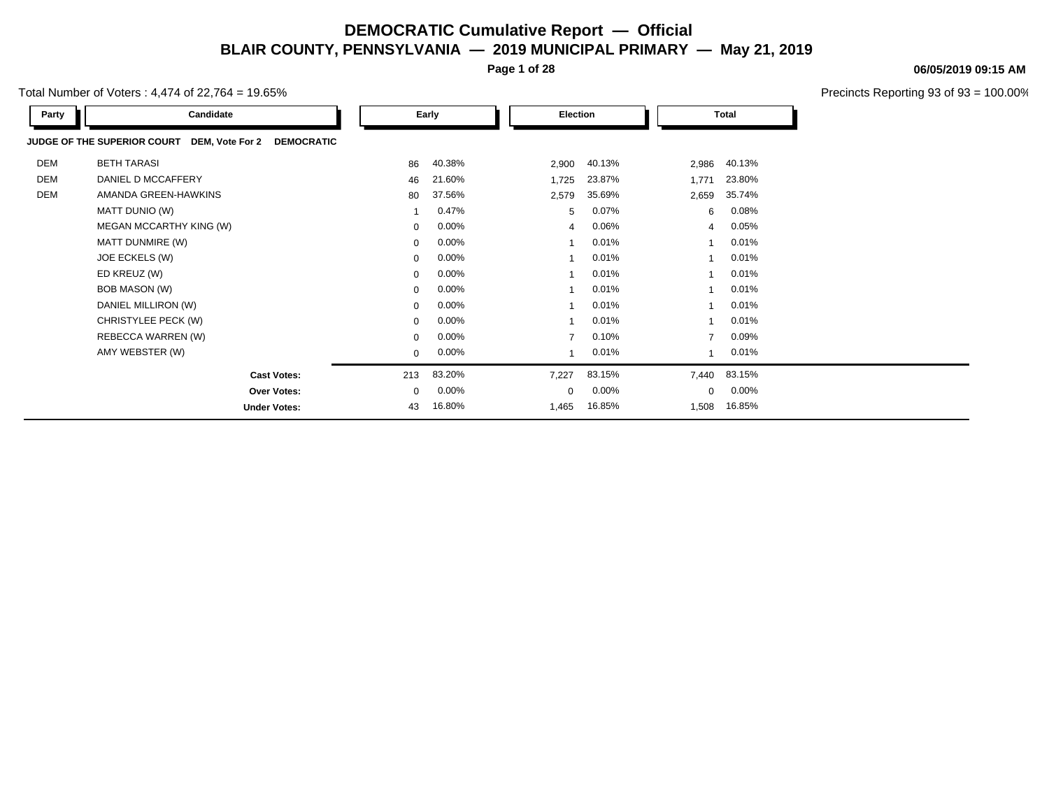# DEMOCRATIC Cumulative Report — Official

## BLAIR COUNTY, PENNSYLVANIA — 2019 MUNICIPAL PRIMARY — May 21, 2019

06/05/2019 09:15 AM

Total Number of Voters : 4,474 of 22,764 = 19.65%

Precincts Reporting 93 of 93 = 100.00%

| Party | Candidate | Early | | Election | | Total | |
|---|---|---|---|---|---|---|---|
| **JUDGE OF THE SUPERIOR COURT DEM, Vote For 2 DEMOCRATIC** | | | | | | | |
| DEM | BETH TARASI | 86 | 40.38% | 2,900 | 40.13% | 2,986 | 40.13% |
| DEM | DANIEL D MCCAFFERY | 46 | 21.60% | 1,725 | 23.87% | 1,771 | 23.80% |
| DEM | AMANDA GREEN-HAWKINS | 80 | 37.56% | 2,579 | 35.69% | 2,659 | 35.74% |
| | MATT DUNIO (W) | 1 | 0.47% | 5 | 0.07% | 6 | 0.08% |
| | MEGAN MCCARTHY KING (W) | 0 | 0.00% | 4 | 0.06% | 4 | 0.05% |
| | MATT DUNMIRE (W) | 0 | 0.00% | 1 | 0.01% | 1 | 0.01% |
| | JOE ECKELS (W) | 0 | 0.00% | 1 | 0.01% | 1 | 0.01% |
| | ED KREUZ (W) | 0 | 0.00% | 1 | 0.01% | 1 | 0.01% |
| | BOB MASON (W) | 0 | 0.00% | 1 | 0.01% | 1 | 0.01% |
| | DANIEL MILLIRON (W) | 0 | 0.00% | 1 | 0.01% | 1 | 0.01% |
| | CHRISTYLEE PECK (W) | 0 | 0.00% | 1 | 0.01% | 1 | 0.01% |
| | REBECCA WARREN (W) | 0 | 0.00% | 7 | 0.10% | 7 | 0.09% |
| | AMY WEBSTER (W) | 0 | 0.00% | 1 | 0.01% | 1 | 0.01% |
| | **Cast Votes:** | 213 | 83.20% | 7,227 | 83.15% | 7,440 | 83.15% |
| | **Over Votes:** | 0 | 0.00% | 0 | 0.00% | 0 | 0.00% |
| | **Under Votes:** | 43 | 16.80% | 1,465 | 16.85% | 1,508 | 16.85% |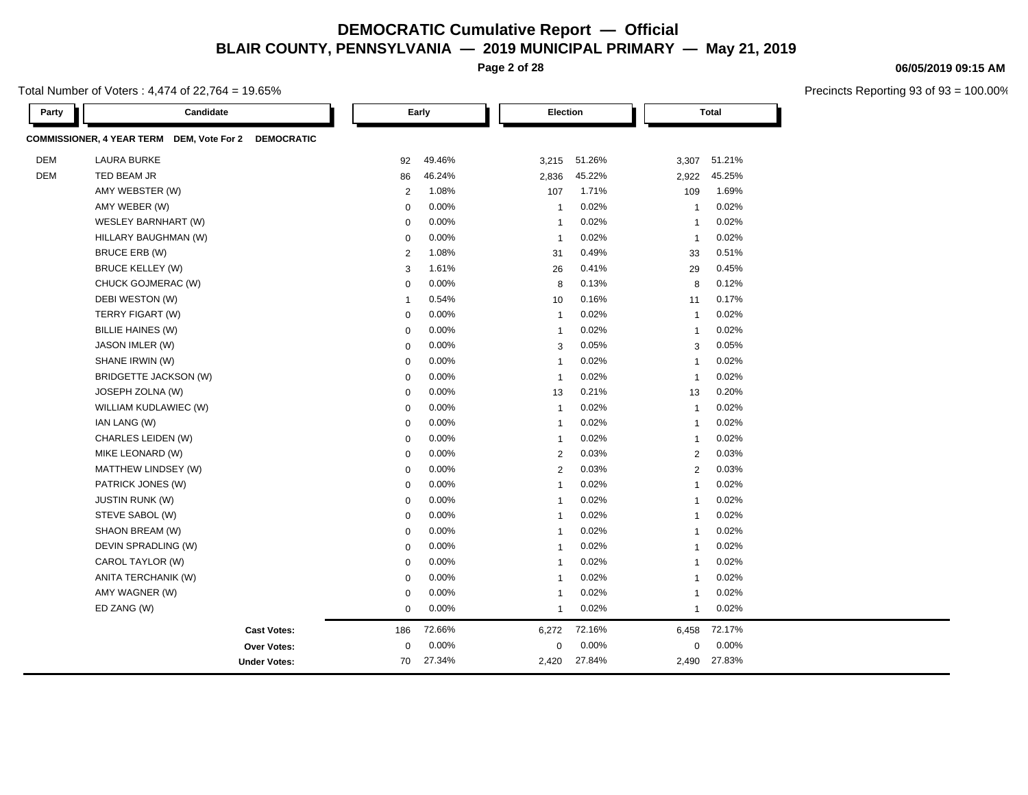# DEMOCRATIC Cumulative Report — Official

## BLAIR COUNTY, PENNSYLVANIA — 2019 MUNICIPAL PRIMARY — May 21, 2019

06/05/2019 09:15 AM

Total Number of Voters : 4,474 of 22,764 = 19.65%

Precincts Reporting 93 of 93 = 100.00%

| Party | Candidate | Early | | Election | | Total | |
|---|---|---|---|---|---|---|---|
| **COMMISSIONER, 4 YEAR TERM DEM, Vote For 2 DEMOCRATIC** | | | | | | | |
| DEM | LAURA BURKE | 92 | 49.46% | 3,215 | 51.26% | 3,307 | 51.21% |
| DEM | TED BEAM JR | 86 | 46.24% | 2,836 | 45.22% | 2,922 | 45.25% |
| | AMY WEBSTER (W) | 2 | 1.08% | 107 | 1.71% | 109 | 1.69% |
| | AMY WEBER (W) | 0 | 0.00% | 1 | 0.02% | 1 | 0.02% |
| | WESLEY BARNHART (W) | 0 | 0.00% | 1 | 0.02% | 1 | 0.02% |
| | HILLARY BAUGHMAN (W) | 0 | 0.00% | 1 | 0.02% | 1 | 0.02% |
| | BRUCE ERB (W) | 2 | 1.08% | 31 | 0.49% | 33 | 0.51% |
| | BRUCE KELLEY (W) | 3 | 1.61% | 26 | 0.41% | 29 | 0.45% |
| | CHUCK GOJMERAC (W) | 0 | 0.00% | 8 | 0.13% | 8 | 0.12% |
| | DEBI WESTON (W) | 1 | 0.54% | 10 | 0.16% | 11 | 0.17% |
| | TERRY FIGART (W) | 0 | 0.00% | 1 | 0.02% | 1 | 0.02% |
| | BILLIE HAINES (W) | 0 | 0.00% | 1 | 0.02% | 1 | 0.02% |
| | JASON IMLER (W) | 0 | 0.00% | 3 | 0.05% | 3 | 0.05% |
| | SHANE IRWIN (W) | 0 | 0.00% | 1 | 0.02% | 1 | 0.02% |
| | BRIDGETTE JACKSON (W) | 0 | 0.00% | 1 | 0.02% | 1 | 0.02% |
| | JOSEPH ZOLNA (W) | 0 | 0.00% | 13 | 0.21% | 13 | 0.20% |
| | WILLIAM KUDLAWIEC (W) | 0 | 0.00% | 1 | 0.02% | 1 | 0.02% |
| | IAN LANG (W) | 0 | 0.00% | 1 | 0.02% | 1 | 0.02% |
| | CHARLES LEIDEN (W) | 0 | 0.00% | 1 | 0.02% | 1 | 0.02% |
| | MIKE LEONARD (W) | 0 | 0.00% | 2 | 0.03% | 2 | 0.03% |
| | MATTHEW LINDSEY (W) | 0 | 0.00% | 2 | 0.03% | 2 | 0.03% |
| | PATRICK JONES (W) | 0 | 0.00% | 1 | 0.02% | 1 | 0.02% |
| | JUSTIN RUNK (W) | 0 | 0.00% | 1 | 0.02% | 1 | 0.02% |
| | STEVE SABOL (W) | 0 | 0.00% | 1 | 0.02% | 1 | 0.02% |
| | SHAON BREAM (W) | 0 | 0.00% | 1 | 0.02% | 1 | 0.02% |
| | DEVIN SPRADLING (W) | 0 | 0.00% | 1 | 0.02% | 1 | 0.02% |
| | CAROL TAYLOR (W) | 0 | 0.00% | 1 | 0.02% | 1 | 0.02% |
| | ANITA TERCHANIK (W) | 0 | 0.00% | 1 | 0.02% | 1 | 0.02% |
| | AMY WAGNER (W) | 0 | 0.00% | 1 | 0.02% | 1 | 0.02% |
| | ED ZANG (W) | 0 | 0.00% | 1 | 0.02% | 1 | 0.02% |
| | **Cast Votes:** | 186 | 72.66% | 6,272 | 72.16% | 6,458 | 72.17% |
| | **Over Votes:** | 0 | 0.00% | 0 | 0.00% | 0 | 0.00% |
| | **Under Votes:** | 70 | 27.34% | 2,420 | 27.84% | 2,490 | 27.83% |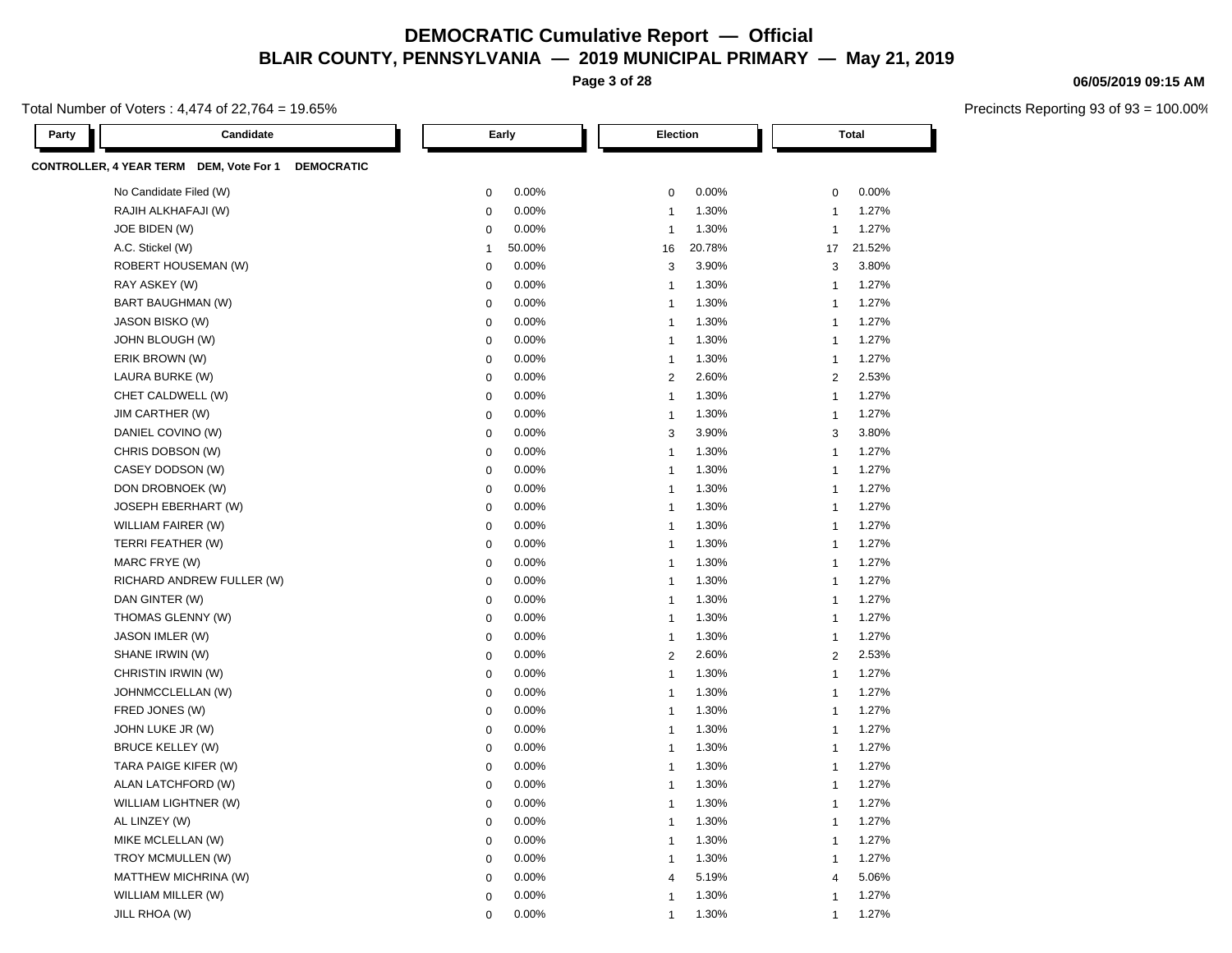# DEMOCRATIC Cumulative Report — Official

## BLAIR COUNTY, PENNSYLVANIA — 2019 MUNICIPAL PRIMARY — May 21, 2019

06/05/2019 09:15 AM

Total Number of Voters : 4,474 of 22,764 = 19.65%

Precincts Reporting 93 of 93 = 100.00%

**CONTROLLER, 4 YEAR TERM DEM, Vote For 1 DEMOCRATIC**

| Party | Candidate | Early | | Election | | Total | |
|---|---|---|---|---|---|---|---|
| | No Candidate Filed (W) | 0 | 0.00% | 0 | 0.00% | 0 | 0.00% |
| | RAJIH ALKHAFAJI (W) | 0 | 0.00% | 1 | 1.30% | 1 | 1.27% |
| | JOE BIDEN (W) | 0 | 0.00% | 1 | 1.30% | 1 | 1.27% |
| | A.C. Stickel (W) | 1 | 50.00% | 16 | 20.78% | 17 | 21.52% |
| | ROBERT HOUSEMAN (W) | 0 | 0.00% | 3 | 3.90% | 3 | 3.80% |
| | RAY ASKEY (W) | 0 | 0.00% | 1 | 1.30% | 1 | 1.27% |
| | BART BAUGHMAN (W) | 0 | 0.00% | 1 | 1.30% | 1 | 1.27% |
| | JASON BISKO (W) | 0 | 0.00% | 1 | 1.30% | 1 | 1.27% |
| | JOHN BLOUGH (W) | 0 | 0.00% | 1 | 1.30% | 1 | 1.27% |
| | ERIK BROWN (W) | 0 | 0.00% | 1 | 1.30% | 1 | 1.27% |
| | LAURA BURKE (W) | 0 | 0.00% | 2 | 2.60% | 2 | 2.53% |
| | CHET CALDWELL (W) | 0 | 0.00% | 1 | 1.30% | 1 | 1.27% |
| | JIM CARTHER (W) | 0 | 0.00% | 1 | 1.30% | 1 | 1.27% |
| | DANIEL COVINO (W) | 0 | 0.00% | 3 | 3.90% | 3 | 3.80% |
| | CHRIS DOBSON (W) | 0 | 0.00% | 1 | 1.30% | 1 | 1.27% |
| | CASEY DODSON (W) | 0 | 0.00% | 1 | 1.30% | 1 | 1.27% |
| | DON DROBNOEK (W) | 0 | 0.00% | 1 | 1.30% | 1 | 1.27% |
| | JOSEPH EBERHART (W) | 0 | 0.00% | 1 | 1.30% | 1 | 1.27% |
| | WILLIAM FAIRER (W) | 0 | 0.00% | 1 | 1.30% | 1 | 1.27% |
| | TERRI FEATHER (W) | 0 | 0.00% | 1 | 1.30% | 1 | 1.27% |
| | MARC FRYE (W) | 0 | 0.00% | 1 | 1.30% | 1 | 1.27% |
| | RICHARD ANDREW FULLER (W) | 0 | 0.00% | 1 | 1.30% | 1 | 1.27% |
| | DAN GINTER (W) | 0 | 0.00% | 1 | 1.30% | 1 | 1.27% |
| | THOMAS GLENNY (W) | 0 | 0.00% | 1 | 1.30% | 1 | 1.27% |
| | JASON IMLER (W) | 0 | 0.00% | 1 | 1.30% | 1 | 1.27% |
| | SHANE IRWIN (W) | 0 | 0.00% | 2 | 2.60% | 2 | 2.53% |
| | CHRISTIN IRWIN (W) | 0 | 0.00% | 1 | 1.30% | 1 | 1.27% |
| | JOHNMCCLELLAN (W) | 0 | 0.00% | 1 | 1.30% | 1 | 1.27% |
| | FRED JONES (W) | 0 | 0.00% | 1 | 1.30% | 1 | 1.27% |
| | JOHN LUKE JR (W) | 0 | 0.00% | 1 | 1.30% | 1 | 1.27% |
| | BRUCE KELLEY (W) | 0 | 0.00% | 1 | 1.30% | 1 | 1.27% |
| | TARA PAIGE KIFER (W) | 0 | 0.00% | 1 | 1.30% | 1 | 1.27% |
| | ALAN LATCHFORD (W) | 0 | 0.00% | 1 | 1.30% | 1 | 1.27% |
| | WILLIAM LIGHTNER (W) | 0 | 0.00% | 1 | 1.30% | 1 | 1.27% |
| | AL LINZEY (W) | 0 | 0.00% | 1 | 1.30% | 1 | 1.27% |
| | MIKE MCLELLAN (W) | 0 | 0.00% | 1 | 1.30% | 1 | 1.27% |
| | TROY MCMULLEN (W) | 0 | 0.00% | 1 | 1.30% | 1 | 1.27% |
| | MATTHEW MICHRINA (W) | 0 | 0.00% | 4 | 5.19% | 4 | 5.06% |
| | WILLIAM MILLER (W) | 0 | 0.00% | 1 | 1.30% | 1 | 1.27% |
| | JILL RHOA (W) | 0 | 0.00% | 1 | 1.30% | 1 | 1.27% |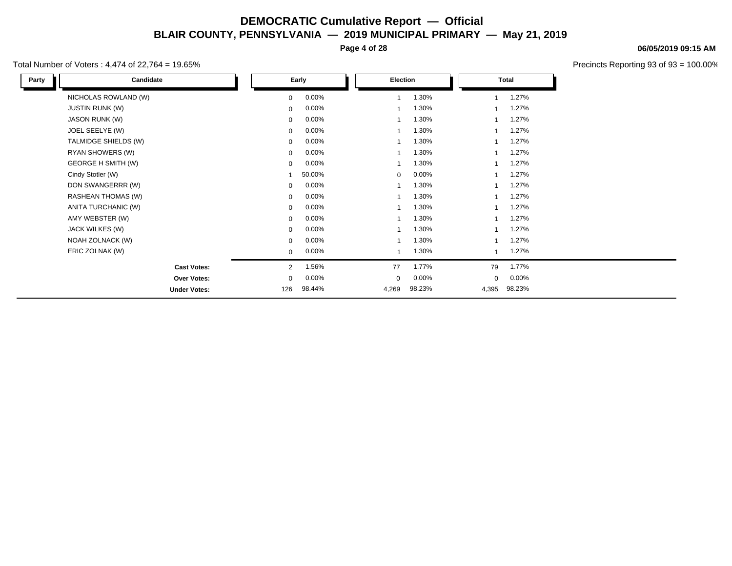# DEMOCRATIC Cumulative Report — Official

## BLAIR COUNTY, PENNSYLVANIA — 2019 MUNICIPAL PRIMARY — May 21, 2019

06/05/2019 09:15 AM

Total Number of Voters : 4,474 of 22,764 = 19.65%

Precincts Reporting 93 of 93 = 100.00%

| Party | Candidate | Early | | Election | | Total | |
|---|---|---|---|---|---|---|---|
| | NICHOLAS ROWLAND (W) | 0 | 0.00% | 1 | 1.30% | 1 | 1.27% |
| | JUSTIN RUNK (W) | 0 | 0.00% | 1 | 1.30% | 1 | 1.27% |
| | JASON RUNK (W) | 0 | 0.00% | 1 | 1.30% | 1 | 1.27% |
| | JOEL SEELYE (W) | 0 | 0.00% | 1 | 1.30% | 1 | 1.27% |
| | TALMIDGE SHIELDS (W) | 0 | 0.00% | 1 | 1.30% | 1 | 1.27% |
| | RYAN SHOWERS (W) | 0 | 0.00% | 1 | 1.30% | 1 | 1.27% |
| | GEORGE H SMITH (W) | 0 | 0.00% | 1 | 1.30% | 1 | 1.27% |
| | Cindy Stotler (W) | 1 | 50.00% | 0 | 0.00% | 1 | 1.27% |
| | DON SWANGERRR (W) | 0 | 0.00% | 1 | 1.30% | 1 | 1.27% |
| | RASHEAN THOMAS (W) | 0 | 0.00% | 1 | 1.30% | 1 | 1.27% |
| | ANITA TURCHANIC (W) | 0 | 0.00% | 1 | 1.30% | 1 | 1.27% |
| | AMY WEBSTER (W) | 0 | 0.00% | 1 | 1.30% | 1 | 1.27% |
| | JACK WILKES (W) | 0 | 0.00% | 1 | 1.30% | 1 | 1.27% |
| | NOAH ZOLNACK (W) | 0 | 0.00% | 1 | 1.30% | 1 | 1.27% |
| | ERIC ZOLNAK (W) | 0 | 0.00% | 1 | 1.30% | 1 | 1.27% |
| | **Cast Votes:** | 2 | 1.56% | 77 | 1.77% | 79 | 1.77% |
| | **Over Votes:** | 0 | 0.00% | 0 | 0.00% | 0 | 0.00% |
| | **Under Votes:** | 126 | 98.44% | 4,269 | 98.23% | 4,395 | 98.23% |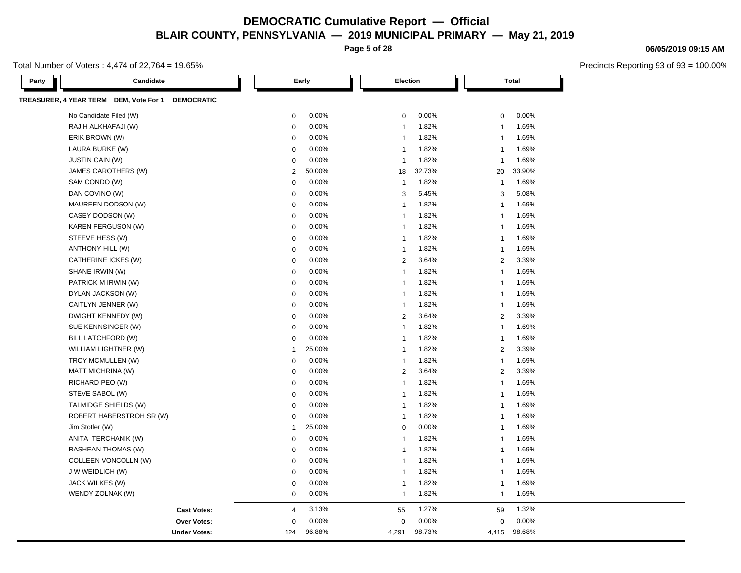# DEMOCRATIC Cumulative Report — Official

## BLAIR COUNTY, PENNSYLVANIA — 2019 MUNICIPAL PRIMARY — May 21, 2019

06/05/2019 09:15 AM

Total Number of Voters : 4,474 of 22,764 = 19.65%

Precincts Reporting 93 of 93 = 100.00%

| Party | Candidate | Early | | Election | | Total | |
|---|---|---|---|---|---|---|---|
| **TREASURER, 4 YEAR TERM DEM, Vote For 1 DEMOCRATIC** | | | | | | | |
| | No Candidate Filed (W) | 0 | 0.00% | 0 | 0.00% | 0 | 0.00% |
| | RAJIH ALKHAFAJI (W) | 0 | 0.00% | 1 | 1.82% | 1 | 1.69% |
| | ERIK BROWN (W) | 0 | 0.00% | 1 | 1.82% | 1 | 1.69% |
| | LAURA BURKE (W) | 0 | 0.00% | 1 | 1.82% | 1 | 1.69% |
| | JUSTIN CAIN (W) | 0 | 0.00% | 1 | 1.82% | 1 | 1.69% |
| | JAMES CAROTHERS (W) | 2 | 50.00% | 18 | 32.73% | 20 | 33.90% |
| | SAM CONDO (W) | 0 | 0.00% | 1 | 1.82% | 1 | 1.69% |
| | DAN COVINO (W) | 0 | 0.00% | 3 | 5.45% | 3 | 5.08% |
| | MAUREEN DODSON (W) | 0 | 0.00% | 1 | 1.82% | 1 | 1.69% |
| | CASEY DODSON (W) | 0 | 0.00% | 1 | 1.82% | 1 | 1.69% |
| | KAREN FERGUSON (W) | 0 | 0.00% | 1 | 1.82% | 1 | 1.69% |
| | STEEVE HESS (W) | 0 | 0.00% | 1 | 1.82% | 1 | 1.69% |
| | ANTHONY HILL (W) | 0 | 0.00% | 1 | 1.82% | 1 | 1.69% |
| | CATHERINE ICKES (W) | 0 | 0.00% | 2 | 3.64% | 2 | 3.39% |
| | SHANE IRWIN (W) | 0 | 0.00% | 1 | 1.82% | 1 | 1.69% |
| | PATRICK M IRWIN (W) | 0 | 0.00% | 1 | 1.82% | 1 | 1.69% |
| | DYLAN JACKSON (W) | 0 | 0.00% | 1 | 1.82% | 1 | 1.69% |
| | CAITLYN JENNER (W) | 0 | 0.00% | 1 | 1.82% | 1 | 1.69% |
| | DWIGHT KENNEDY (W) | 0 | 0.00% | 2 | 3.64% | 2 | 3.39% |
| | SUE KENNSINGER (W) | 0 | 0.00% | 1 | 1.82% | 1 | 1.69% |
| | BILL LATCHFORD (W) | 0 | 0.00% | 1 | 1.82% | 1 | 1.69% |
| | WILLIAM LIGHTNER (W) | 1 | 25.00% | 1 | 1.82% | 2 | 3.39% |
| | TROY MCMULLEN (W) | 0 | 0.00% | 1 | 1.82% | 1 | 1.69% |
| | MATT MICHRINA (W) | 0 | 0.00% | 2 | 3.64% | 2 | 3.39% |
| | RICHARD PEO (W) | 0 | 0.00% | 1 | 1.82% | 1 | 1.69% |
| | STEVE SABOL (W) | 0 | 0.00% | 1 | 1.82% | 1 | 1.69% |
| | TALMIDGE SHIELDS (W) | 0 | 0.00% | 1 | 1.82% | 1 | 1.69% |
| | ROBERT HABERSTROH SR (W) | 0 | 0.00% | 1 | 1.82% | 1 | 1.69% |
| | Jim Stotler (W) | 1 | 25.00% | 0 | 0.00% | 1 | 1.69% |
| | ANITA TERCHANIK (W) | 0 | 0.00% | 1 | 1.82% | 1 | 1.69% |
| | RASHEAN THOMAS (W) | 0 | 0.00% | 1 | 1.82% | 1 | 1.69% |
| | COLLEEN VONCOLLN (W) | 0 | 0.00% | 1 | 1.82% | 1 | 1.69% |
| | J W WEIDLICH (W) | 0 | 0.00% | 1 | 1.82% | 1 | 1.69% |
| | JACK WILKES (W) | 0 | 0.00% | 1 | 1.82% | 1 | 1.69% |
| | WENDY ZOLNAK (W) | 0 | 0.00% | 1 | 1.82% | 1 | 1.69% |
| | **Cast Votes:** | 4 | 3.13% | 55 | 1.27% | 59 | 1.32% |
| | **Over Votes:** | 0 | 0.00% | 0 | 0.00% | 0 | 0.00% |
| | **Under Votes:** | 124 | 96.88% | 4,291 | 98.73% | 4,415 | 98.68% |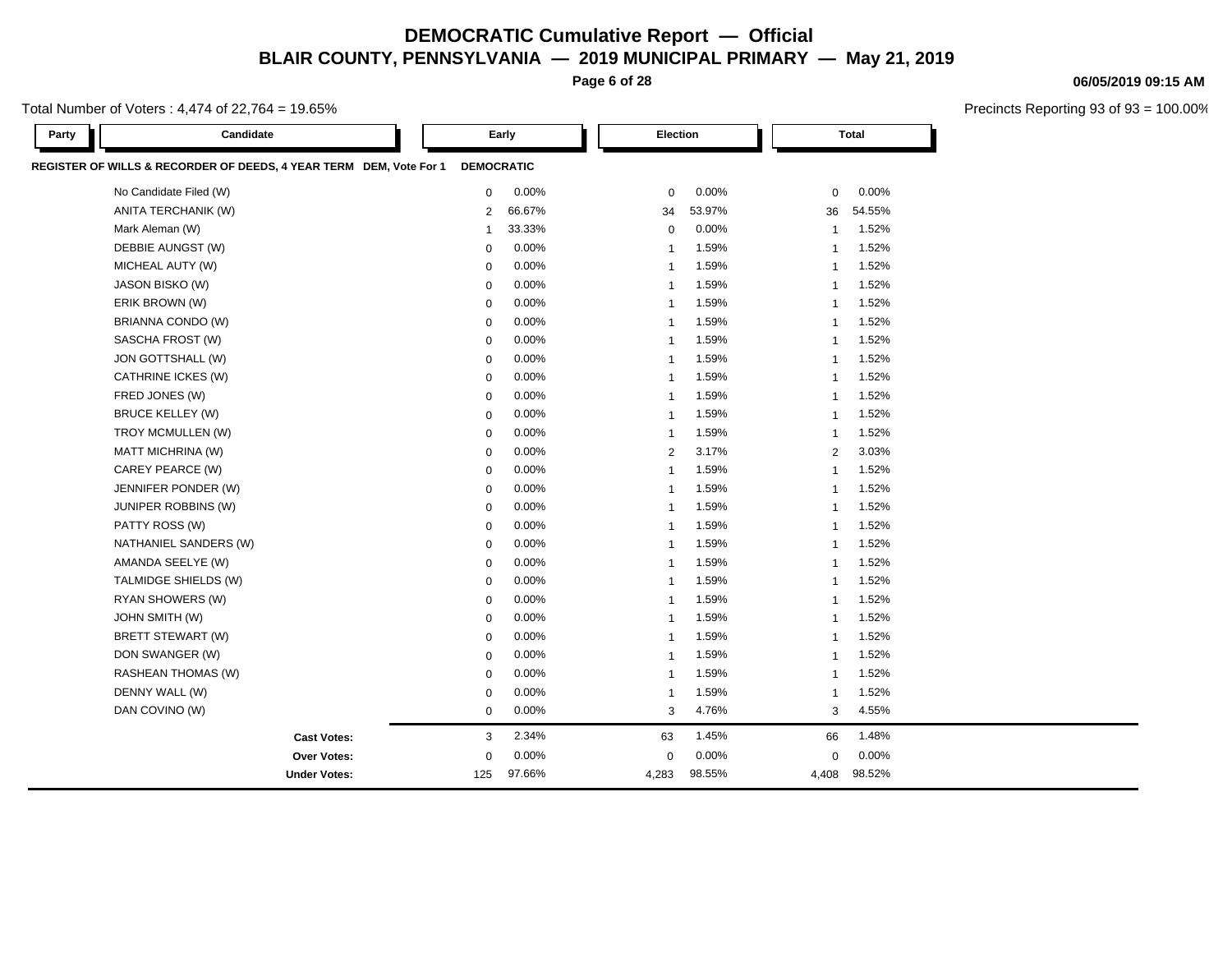# DEMOCRATIC Cumulative Report — Official

## BLAIR COUNTY, PENNSYLVANIA — 2019 MUNICIPAL PRIMARY — May 21, 2019

06/05/2019 09:15 AM

Total Number of Voters : 4,474 of 22,764 = 19.65%

Precincts Reporting 93 of 93 = 100.00%

**REGISTER OF WILLS & RECORDER OF DEEDS, 4 YEAR TERM DEM, Vote For 1** — **DEMOCRATIC**

| Party | Candidate | Early | | Election | | Total | |
|---|---|---|---|---|---|---|---|
| | No Candidate Filed (W) | 0 | 0.00% | 0 | 0.00% | 0 | 0.00% |
| | ANITA TERCHANIK (W) | 2 | 66.67% | 34 | 53.97% | 36 | 54.55% |
| | Mark Aleman (W) | 1 | 33.33% | 0 | 0.00% | 1 | 1.52% |
| | DEBBIE AUNGST (W) | 0 | 0.00% | 1 | 1.59% | 1 | 1.52% |
| | MICHEAL AUTY (W) | 0 | 0.00% | 1 | 1.59% | 1 | 1.52% |
| | JASON BISKO (W) | 0 | 0.00% | 1 | 1.59% | 1 | 1.52% |
| | ERIK BROWN (W) | 0 | 0.00% | 1 | 1.59% | 1 | 1.52% |
| | BRIANNA CONDO (W) | 0 | 0.00% | 1 | 1.59% | 1 | 1.52% |
| | SASCHA FROST (W) | 0 | 0.00% | 1 | 1.59% | 1 | 1.52% |
| | JON GOTTSHALL (W) | 0 | 0.00% | 1 | 1.59% | 1 | 1.52% |
| | CATHRINE ICKES (W) | 0 | 0.00% | 1 | 1.59% | 1 | 1.52% |
| | FRED JONES (W) | 0 | 0.00% | 1 | 1.59% | 1 | 1.52% |
| | BRUCE KELLEY (W) | 0 | 0.00% | 1 | 1.59% | 1 | 1.52% |
| | TROY MCMULLEN (W) | 0 | 0.00% | 1 | 1.59% | 1 | 1.52% |
| | MATT MICHRINA (W) | 0 | 0.00% | 2 | 3.17% | 2 | 3.03% |
| | CAREY PEARCE (W) | 0 | 0.00% | 1 | 1.59% | 1 | 1.52% |
| | JENNIFER PONDER (W) | 0 | 0.00% | 1 | 1.59% | 1 | 1.52% |
| | JUNIPER ROBBINS (W) | 0 | 0.00% | 1 | 1.59% | 1 | 1.52% |
| | PATTY ROSS (W) | 0 | 0.00% | 1 | 1.59% | 1 | 1.52% |
| | NATHANIEL SANDERS (W) | 0 | 0.00% | 1 | 1.59% | 1 | 1.52% |
| | AMANDA SEELYE (W) | 0 | 0.00% | 1 | 1.59% | 1 | 1.52% |
| | TALMIDGE SHIELDS (W) | 0 | 0.00% | 1 | 1.59% | 1 | 1.52% |
| | RYAN SHOWERS (W) | 0 | 0.00% | 1 | 1.59% | 1 | 1.52% |
| | JOHN SMITH (W) | 0 | 0.00% | 1 | 1.59% | 1 | 1.52% |
| | BRETT STEWART (W) | 0 | 0.00% | 1 | 1.59% | 1 | 1.52% |
| | DON SWANGER (W) | 0 | 0.00% | 1 | 1.59% | 1 | 1.52% |
| | RASHEAN THOMAS (W) | 0 | 0.00% | 1 | 1.59% | 1 | 1.52% |
| | DENNY WALL (W) | 0 | 0.00% | 1 | 1.59% | 1 | 1.52% |
| | DAN COVINO (W) | 0 | 0.00% | 3 | 4.76% | 3 | 4.55% |
| | **Cast Votes:** | 3 | 2.34% | 63 | 1.45% | 66 | 1.48% |
| | **Over Votes:** | 0 | 0.00% | 0 | 0.00% | 0 | 0.00% |
| | **Under Votes:** | 125 | 97.66% | 4,283 | 98.55% | 4,408 | 98.52% |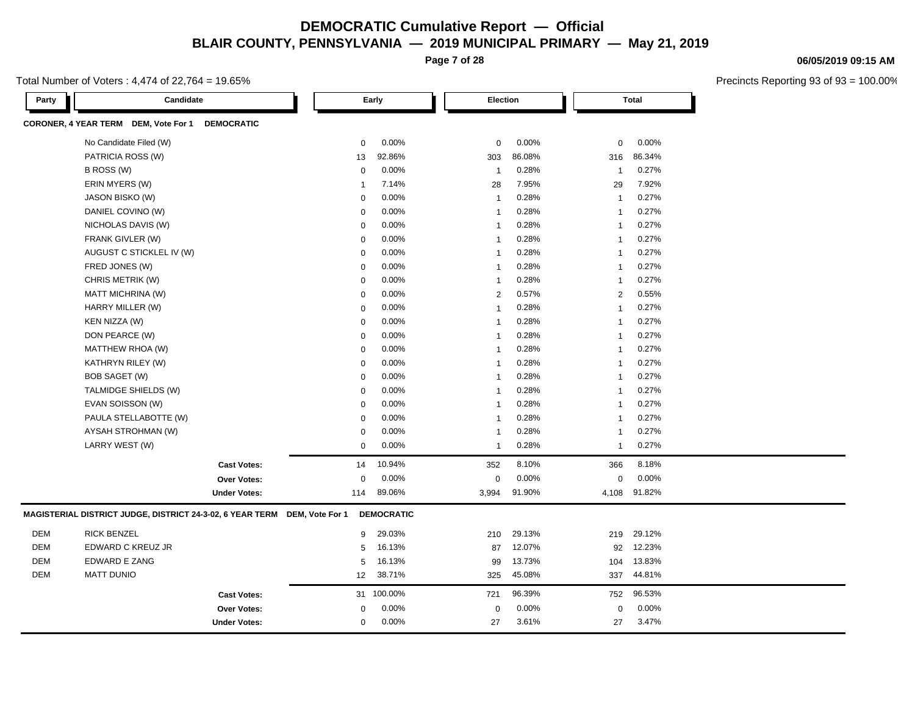# DEMOCRATIC Cumulative Report — Official

## BLAIR COUNTY, PENNSYLVANIA — 2019 MUNICIPAL PRIMARY — May 21, 2019

**06/05/2019 09:15 AM**

Total Number of Voters : 4,474 of 22,764 = 19.65%

Precincts Reporting 93 of 93 = 100.00%

| Party | Candidate | Early | | Election | | Total | |
|---|---|---|---|---|---|---|---|
| **CORONER, 4 YEAR TERM DEM, Vote For 1 DEMOCRATIC** | | | | | | | |
| | No Candidate Filed (W) | 0 | 0.00% | 0 | 0.00% | 0 | 0.00% |
| | PATRICIA ROSS (W) | 13 | 92.86% | 303 | 86.08% | 316 | 86.34% |
| | B ROSS (W) | 0 | 0.00% | 1 | 0.28% | 1 | 0.27% |
| | ERIN MYERS (W) | 1 | 7.14% | 28 | 7.95% | 29 | 7.92% |
| | JASON BISKO (W) | 0 | 0.00% | 1 | 0.28% | 1 | 0.27% |
| | DANIEL COVINO (W) | 0 | 0.00% | 1 | 0.28% | 1 | 0.27% |
| | NICHOLAS DAVIS (W) | 0 | 0.00% | 1 | 0.28% | 1 | 0.27% |
| | FRANK GIVLER (W) | 0 | 0.00% | 1 | 0.28% | 1 | 0.27% |
| | AUGUST C STICKLEL IV (W) | 0 | 0.00% | 1 | 0.28% | 1 | 0.27% |
| | FRED JONES (W) | 0 | 0.00% | 1 | 0.28% | 1 | 0.27% |
| | CHRIS METRIK (W) | 0 | 0.00% | 1 | 0.28% | 1 | 0.27% |
| | MATT MICHRINA (W) | 0 | 0.00% | 2 | 0.57% | 2 | 0.55% |
| | HARRY MILLER (W) | 0 | 0.00% | 1 | 0.28% | 1 | 0.27% |
| | KEN NIZZA (W) | 0 | 0.00% | 1 | 0.28% | 1 | 0.27% |
| | DON PEARCE (W) | 0 | 0.00% | 1 | 0.28% | 1 | 0.27% |
| | MATTHEW RHOA (W) | 0 | 0.00% | 1 | 0.28% | 1 | 0.27% |
| | KATHRYN RILEY (W) | 0 | 0.00% | 1 | 0.28% | 1 | 0.27% |
| | BOB SAGET (W) | 0 | 0.00% | 1 | 0.28% | 1 | 0.27% |
| | TALMIDGE SHIELDS (W) | 0 | 0.00% | 1 | 0.28% | 1 | 0.27% |
| | EVAN SOISSON (W) | 0 | 0.00% | 1 | 0.28% | 1 | 0.27% |
| | PAULA STELLABOTTE (W) | 0 | 0.00% | 1 | 0.28% | 1 | 0.27% |
| | AYSAH STROHMAN (W) | 0 | 0.00% | 1 | 0.28% | 1 | 0.27% |
| | LARRY WEST (W) | 0 | 0.00% | 1 | 0.28% | 1 | 0.27% |
| | **Cast Votes:** | 14 | 10.94% | 352 | 8.10% | 366 | 8.18% |
| | **Over Votes:** | 0 | 0.00% | 0 | 0.00% | 0 | 0.00% |
| | **Under Votes:** | 114 | 89.06% | 3,994 | 91.90% | 4,108 | 91.82% |
| **MAGISTERIAL DISTRICT JUDGE, DISTRICT 24-3-02, 6 YEAR TERM DEM, Vote For 1 DEMOCRATIC** | | | | | | | |
| DEM | RICK BENZEL | 9 | 29.03% | 210 | 29.13% | 219 | 29.12% |
| DEM | EDWARD C KREUZ JR | 5 | 16.13% | 87 | 12.07% | 92 | 12.23% |
| DEM | EDWARD E ZANG | 5 | 16.13% | 99 | 13.73% | 104 | 13.83% |
| DEM | MATT DUNIO | 12 | 38.71% | 325 | 45.08% | 337 | 44.81% |
| | **Cast Votes:** | 31 | 100.00% | 721 | 96.39% | 752 | 96.53% |
| | **Over Votes:** | 0 | 0.00% | 0 | 0.00% | 0 | 0.00% |
| | **Under Votes:** | 0 | 0.00% | 27 | 3.61% | 27 | 3.47% |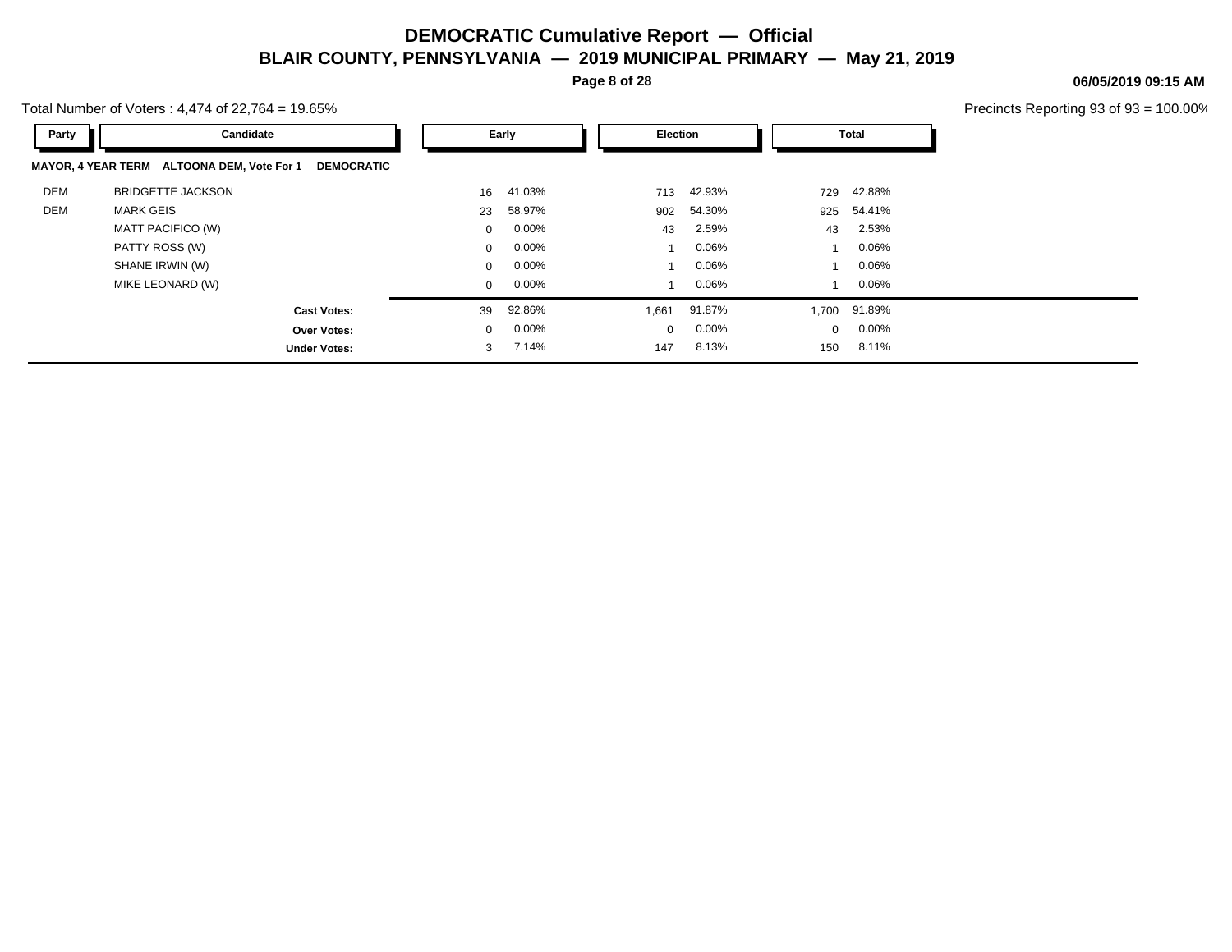# DEMOCRATIC Cumulative Report — Official

## BLAIR COUNTY, PENNSYLVANIA — 2019 MUNICIPAL PRIMARY — May 21, 2019

06/05/2019 09:15 AM

Total Number of Voters : 4,474 of 22,764 = 19.65%

Precincts Reporting 93 of 93 = 100.00%

**MAYOR, 4 YEAR TERM ALTOONA DEM, Vote For 1 DEMOCRATIC**

| Party | Candidate | Early | | Election | | Total | |
|---|---|---|---|---|---|---|---|
| DEM | BRIDGETTE JACKSON | 16 | 41.03% | 713 | 42.93% | 729 | 42.88% |
| DEM | MARK GEIS | 23 | 58.97% | 902 | 54.30% | 925 | 54.41% |
| | MATT PACIFICO (W) | 0 | 0.00% | 43 | 2.59% | 43 | 2.53% |
| | PATTY ROSS (W) | 0 | 0.00% | 1 | 0.06% | 1 | 0.06% |
| | SHANE IRWIN (W) | 0 | 0.00% | 1 | 0.06% | 1 | 0.06% |
| | MIKE LEONARD (W) | 0 | 0.00% | 1 | 0.06% | 1 | 0.06% |
| | **Cast Votes:** | 39 | 92.86% | 1,661 | 91.87% | 1,700 | 91.89% |
| | **Over Votes:** | 0 | 0.00% | 0 | 0.00% | 0 | 0.00% |
| | **Under Votes:** | 3 | 7.14% | 147 | 8.13% | 150 | 8.11% |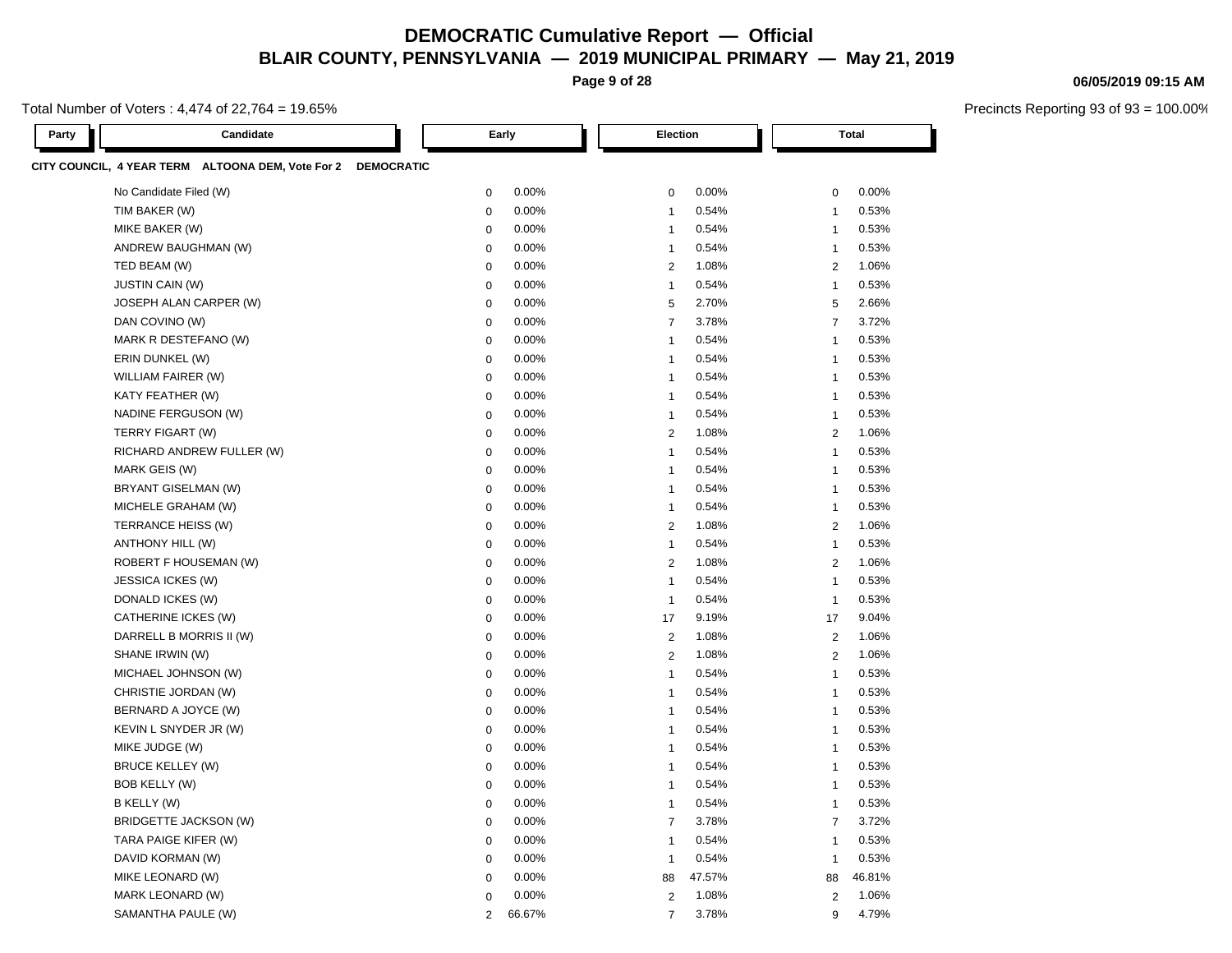# DEMOCRATIC Cumulative Report — Official

## BLAIR COUNTY, PENNSYLVANIA — 2019 MUNICIPAL PRIMARY — May 21, 2019

06/05/2019 09:15 AM

Total Number of Voters : 4,474 of 22,764 = 19.65%

Precincts Reporting 93 of 93 = 100.00%

**CITY COUNCIL, 4 YEAR TERM ALTOONA DEM, Vote For 2 DEMOCRATIC**

| Party | Candidate | Early | | Election | | Total | |
|---|---|---|---|---|---|---|---|
| | No Candidate Filed (W) | 0 | 0.00% | 0 | 0.00% | 0 | 0.00% |
| | TIM BAKER (W) | 0 | 0.00% | 1 | 0.54% | 1 | 0.53% |
| | MIKE BAKER (W) | 0 | 0.00% | 1 | 0.54% | 1 | 0.53% |
| | ANDREW BAUGHMAN (W) | 0 | 0.00% | 1 | 0.54% | 1 | 0.53% |
| | TED BEAM (W) | 0 | 0.00% | 2 | 1.08% | 2 | 1.06% |
| | JUSTIN CAIN (W) | 0 | 0.00% | 1 | 0.54% | 1 | 0.53% |
| | JOSEPH ALAN CARPER (W) | 0 | 0.00% | 5 | 2.70% | 5 | 2.66% |
| | DAN COVINO (W) | 0 | 0.00% | 7 | 3.78% | 7 | 3.72% |
| | MARK R DESTEFANO (W) | 0 | 0.00% | 1 | 0.54% | 1 | 0.53% |
| | ERIN DUNKEL (W) | 0 | 0.00% | 1 | 0.54% | 1 | 0.53% |
| | WILLIAM FAIRER (W) | 0 | 0.00% | 1 | 0.54% | 1 | 0.53% |
| | KATY FEATHER (W) | 0 | 0.00% | 1 | 0.54% | 1 | 0.53% |
| | NADINE FERGUSON (W) | 0 | 0.00% | 1 | 0.54% | 1 | 0.53% |
| | TERRY FIGART (W) | 0 | 0.00% | 2 | 1.08% | 2 | 1.06% |
| | RICHARD ANDREW FULLER (W) | 0 | 0.00% | 1 | 0.54% | 1 | 0.53% |
| | MARK GEIS (W) | 0 | 0.00% | 1 | 0.54% | 1 | 0.53% |
| | BRYANT GISELMAN (W) | 0 | 0.00% | 1 | 0.54% | 1 | 0.53% |
| | MICHELE GRAHAM (W) | 0 | 0.00% | 1 | 0.54% | 1 | 0.53% |
| | TERRANCE HEISS (W) | 0 | 0.00% | 2 | 1.08% | 2 | 1.06% |
| | ANTHONY HILL (W) | 0 | 0.00% | 1 | 0.54% | 1 | 0.53% |
| | ROBERT F HOUSEMAN (W) | 0 | 0.00% | 2 | 1.08% | 2 | 1.06% |
| | JESSICA ICKES (W) | 0 | 0.00% | 1 | 0.54% | 1 | 0.53% |
| | DONALD ICKES (W) | 0 | 0.00% | 1 | 0.54% | 1 | 0.53% |
| | CATHERINE ICKES (W) | 0 | 0.00% | 17 | 9.19% | 17 | 9.04% |
| | DARRELL B MORRIS II (W) | 0 | 0.00% | 2 | 1.08% | 2 | 1.06% |
| | SHANE IRWIN (W) | 0 | 0.00% | 2 | 1.08% | 2 | 1.06% |
| | MICHAEL JOHNSON (W) | 0 | 0.00% | 1 | 0.54% | 1 | 0.53% |
| | CHRISTIE JORDAN (W) | 0 | 0.00% | 1 | 0.54% | 1 | 0.53% |
| | BERNARD A JOYCE (W) | 0 | 0.00% | 1 | 0.54% | 1 | 0.53% |
| | KEVIN L SNYDER JR (W) | 0 | 0.00% | 1 | 0.54% | 1 | 0.53% |
| | MIKE JUDGE (W) | 0 | 0.00% | 1 | 0.54% | 1 | 0.53% |
| | BRUCE KELLEY (W) | 0 | 0.00% | 1 | 0.54% | 1 | 0.53% |
| | BOB KELLY (W) | 0 | 0.00% | 1 | 0.54% | 1 | 0.53% |
| | B KELLY (W) | 0 | 0.00% | 1 | 0.54% | 1 | 0.53% |
| | BRIDGETTE JACKSON (W) | 0 | 0.00% | 7 | 3.78% | 7 | 3.72% |
| | TARA PAIGE KIFER (W) | 0 | 0.00% | 1 | 0.54% | 1 | 0.53% |
| | DAVID KORMAN (W) | 0 | 0.00% | 1 | 0.54% | 1 | 0.53% |
| | MIKE LEONARD (W) | 0 | 0.00% | 88 | 47.57% | 88 | 46.81% |
| | MARK LEONARD (W) | 0 | 0.00% | 2 | 1.08% | 2 | 1.06% |
| | SAMANTHA PAULE (W) | 2 | 66.67% | 7 | 3.78% | 9 | 4.79% |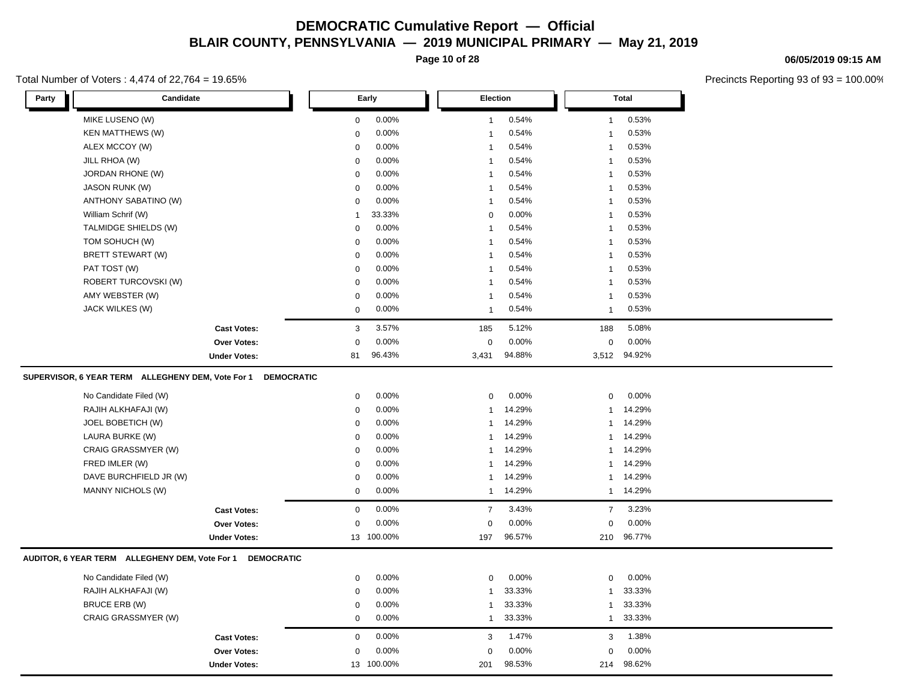# DEMOCRATIC Cumulative Report — Official

## BLAIR COUNTY, PENNSYLVANIA — 2019 MUNICIPAL PRIMARY — May 21, 2019

06/05/2019 09:15 AM

Total Number of Voters : 4,474 of 22,764 = 19.65%

Precincts Reporting 93 of 93 = 100.00%

| Party | Candidate | Early | | Election | | Total | |
|---|---|---|---|---|---|---|---|
| | MIKE LUSENO (W) | 0 | 0.00% | 1 | 0.54% | 1 | 0.53% |
| | KEN MATTHEWS (W) | 0 | 0.00% | 1 | 0.54% | 1 | 0.53% |
| | ALEX MCCOY (W) | 0 | 0.00% | 1 | 0.54% | 1 | 0.53% |
| | JILL RHOA (W) | 0 | 0.00% | 1 | 0.54% | 1 | 0.53% |
| | JORDAN RHONE (W) | 0 | 0.00% | 1 | 0.54% | 1 | 0.53% |
| | JASON RUNK (W) | 0 | 0.00% | 1 | 0.54% | 1 | 0.53% |
| | ANTHONY SABATINO (W) | 0 | 0.00% | 1 | 0.54% | 1 | 0.53% |
| | William Schrif (W) | 1 | 33.33% | 0 | 0.00% | 1 | 0.53% |
| | TALMIDGE SHIELDS (W) | 0 | 0.00% | 1 | 0.54% | 1 | 0.53% |
| | TOM SOHUCH (W) | 0 | 0.00% | 1 | 0.54% | 1 | 0.53% |
| | BRETT STEWART (W) | 0 | 0.00% | 1 | 0.54% | 1 | 0.53% |
| | PAT TOST (W) | 0 | 0.00% | 1 | 0.54% | 1 | 0.53% |
| | ROBERT TURCOVSKI (W) | 0 | 0.00% | 1 | 0.54% | 1 | 0.53% |
| | AMY WEBSTER (W) | 0 | 0.00% | 1 | 0.54% | 1 | 0.53% |
| | JACK WILKES (W) | 0 | 0.00% | 1 | 0.54% | 1 | 0.53% |
| | **Cast Votes:** | 3 | 3.57% | 185 | 5.12% | 188 | 5.08% |
| | **Over Votes:** | 0 | 0.00% | 0 | 0.00% | 0 | 0.00% |
| | **Under Votes:** | 81 | 96.43% | 3,431 | 94.88% | 3,512 | 94.92% |

**SUPERVISOR, 6 YEAR TERM ALLEGHENY DEM, Vote For 1 DEMOCRATIC**

| Party | Candidate | Early | | Election | | Total | |
|---|---|---|---|---|---|---|---|
| | No Candidate Filed (W) | 0 | 0.00% | 0 | 0.00% | 0 | 0.00% |
| | RAJIH ALKHAFAJI (W) | 0 | 0.00% | 1 | 14.29% | 1 | 14.29% |
| | JOEL BOBETICH (W) | 0 | 0.00% | 1 | 14.29% | 1 | 14.29% |
| | LAURA BURKE (W) | 0 | 0.00% | 1 | 14.29% | 1 | 14.29% |
| | CRAIG GRASSMYER (W) | 0 | 0.00% | 1 | 14.29% | 1 | 14.29% |
| | FRED IMLER (W) | 0 | 0.00% | 1 | 14.29% | 1 | 14.29% |
| | DAVE BURCHFIELD JR (W) | 0 | 0.00% | 1 | 14.29% | 1 | 14.29% |
| | MANNY NICHOLS (W) | 0 | 0.00% | 1 | 14.29% | 1 | 14.29% |
| | **Cast Votes:** | 0 | 0.00% | 7 | 3.43% | 7 | 3.23% |
| | **Over Votes:** | 0 | 0.00% | 0 | 0.00% | 0 | 0.00% |
| | **Under Votes:** | 13 | 100.00% | 197 | 96.57% | 210 | 96.77% |

**AUDITOR, 6 YEAR TERM ALLEGHENY DEM, Vote For 1 DEMOCRATIC**

| Party | Candidate | Early | | Election | | Total | |
|---|---|---|---|---|---|---|---|
| | No Candidate Filed (W) | 0 | 0.00% | 0 | 0.00% | 0 | 0.00% |
| | RAJIH ALKHAFAJI (W) | 0 | 0.00% | 1 | 33.33% | 1 | 33.33% |
| | BRUCE ERB (W) | 0 | 0.00% | 1 | 33.33% | 1 | 33.33% |
| | CRAIG GRASSMYER (W) | 0 | 0.00% | 1 | 33.33% | 1 | 33.33% |
| | **Cast Votes:** | 0 | 0.00% | 3 | 1.47% | 3 | 1.38% |
| | **Over Votes:** | 0 | 0.00% | 0 | 0.00% | 0 | 0.00% |
| | **Under Votes:** | 13 | 100.00% | 201 | 98.53% | 214 | 98.62% |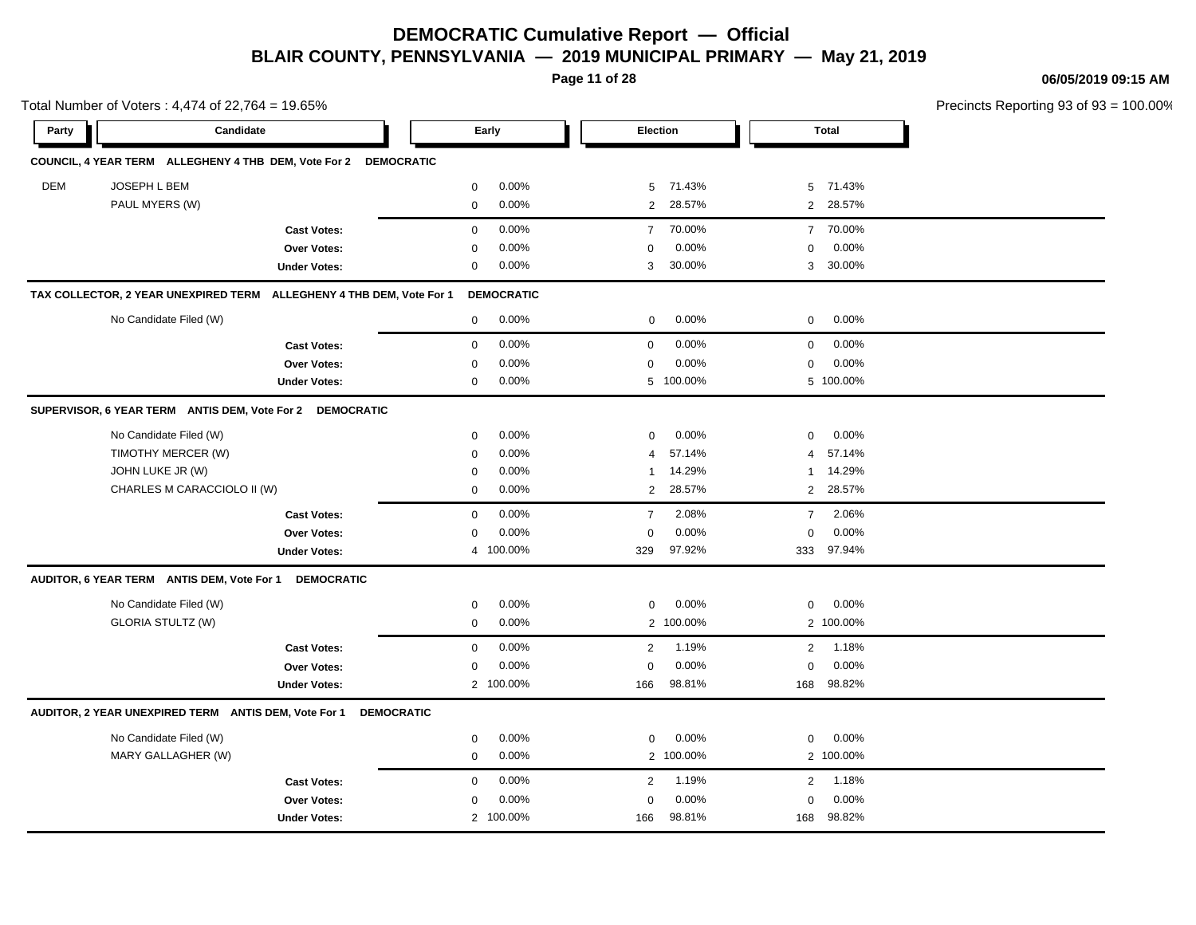# DEMOCRATIC Cumulative Report — Official

## BLAIR COUNTY, PENNSYLVANIA — 2019 MUNICIPAL PRIMARY — May 21, 2019

06/05/2019 09:15 AM

Total Number of Voters : 4,474 of 22,764 = 19.65%

Precincts Reporting 93 of 93 = 100.00%

| Party | Candidate | Early | | Election | | Total | |
|---|---|---|---|---|---|---|---|
| **COUNCIL, 4 YEAR TERM ALLEGHENY 4 THB DEM, Vote For 2 DEMOCRATIC** | | | | | | | |
| DEM | JOSEPH L BEM | 0 | 0.00% | 5 | 71.43% | 5 | 71.43% |
| | PAUL MYERS (W) | 0 | 0.00% | 2 | 28.57% | 2 | 28.57% |
| | **Cast Votes:** | 0 | 0.00% | 7 | 70.00% | 7 | 70.00% |
| | **Over Votes:** | 0 | 0.00% | 0 | 0.00% | 0 | 0.00% |
| | **Under Votes:** | 0 | 0.00% | 3 | 30.00% | 3 | 30.00% |
| **TAX COLLECTOR, 2 YEAR UNEXPIRED TERM ALLEGHENY 4 THB DEM, Vote For 1 DEMOCRATIC** | | | | | | | |
| | No Candidate Filed (W) | 0 | 0.00% | 0 | 0.00% | 0 | 0.00% |
| | **Cast Votes:** | 0 | 0.00% | 0 | 0.00% | 0 | 0.00% |
| | **Over Votes:** | 0 | 0.00% | 0 | 0.00% | 0 | 0.00% |
| | **Under Votes:** | 0 | 0.00% | 5 | 100.00% | 5 | 100.00% |
| **SUPERVISOR, 6 YEAR TERM ANTIS DEM, Vote For 2 DEMOCRATIC** | | | | | | | |
| | No Candidate Filed (W) | 0 | 0.00% | 0 | 0.00% | 0 | 0.00% |
| | TIMOTHY MERCER (W) | 0 | 0.00% | 4 | 57.14% | 4 | 57.14% |
| | JOHN LUKE JR (W) | 0 | 0.00% | 1 | 14.29% | 1 | 14.29% |
| | CHARLES M CARACCIOLO II (W) | 0 | 0.00% | 2 | 28.57% | 2 | 28.57% |
| | **Cast Votes:** | 0 | 0.00% | 7 | 2.08% | 7 | 2.06% |
| | **Over Votes:** | 0 | 0.00% | 0 | 0.00% | 0 | 0.00% |
| | **Under Votes:** | 4 | 100.00% | 329 | 97.92% | 333 | 97.94% |
| **AUDITOR, 6 YEAR TERM ANTIS DEM, Vote For 1 DEMOCRATIC** | | | | | | | |
| | No Candidate Filed (W) | 0 | 0.00% | 0 | 0.00% | 0 | 0.00% |
| | GLORIA STULTZ (W) | 0 | 0.00% | 2 | 100.00% | 2 | 100.00% |
| | **Cast Votes:** | 0 | 0.00% | 2 | 1.19% | 2 | 1.18% |
| | **Over Votes:** | 0 | 0.00% | 0 | 0.00% | 0 | 0.00% |
| | **Under Votes:** | 2 | 100.00% | 166 | 98.81% | 168 | 98.82% |
| **AUDITOR, 2 YEAR UNEXPIRED TERM ANTIS DEM, Vote For 1 DEMOCRATIC** | | | | | | | |
| | No Candidate Filed (W) | 0 | 0.00% | 0 | 0.00% | 0 | 0.00% |
| | MARY GALLAGHER (W) | 0 | 0.00% | 2 | 100.00% | 2 | 100.00% |
| | **Cast Votes:** | 0 | 0.00% | 2 | 1.19% | 2 | 1.18% |
| | **Over Votes:** | 0 | 0.00% | 0 | 0.00% | 0 | 0.00% |
| | **Under Votes:** | 2 | 100.00% | 166 | 98.81% | 168 | 98.82% |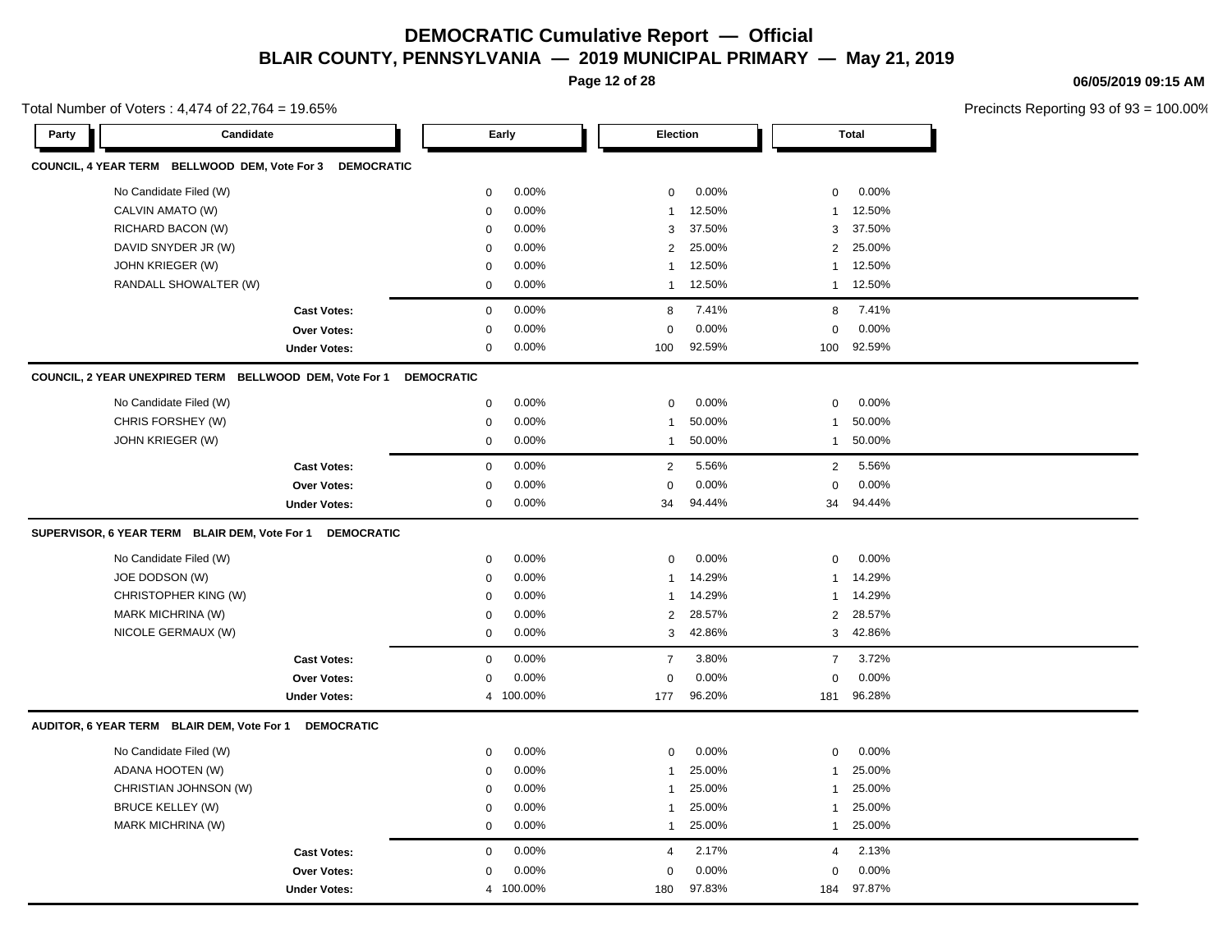# DEMOCRATIC Cumulative Report — Official

## BLAIR COUNTY, PENNSYLVANIA — 2019 MUNICIPAL PRIMARY — May 21, 2019

06/05/2019 09:15 AM

Total Number of Voters : 4,474 of 22,764 = 19.65%

Precincts Reporting 93 of 93 = 100.00%

### COUNCIL, 4 YEAR TERM BELLWOOD DEM, Vote For 3 DEMOCRATIC

| Party | Candidate | Early | | Election | | Total | |
|---|---|---|---|---|---|---|---|
| | No Candidate Filed (W) | 0 | 0.00% | 0 | 0.00% | 0 | 0.00% |
| | CALVIN AMATO (W) | 0 | 0.00% | 1 | 12.50% | 1 | 12.50% |
| | RICHARD BACON (W) | 0 | 0.00% | 3 | 37.50% | 3 | 37.50% |
| | DAVID SNYDER JR (W) | 0 | 0.00% | 2 | 25.00% | 2 | 25.00% |
| | JOHN KRIEGER (W) | 0 | 0.00% | 1 | 12.50% | 1 | 12.50% |
| | RANDALL SHOWALTER (W) | 0 | 0.00% | 1 | 12.50% | 1 | 12.50% |
| | **Cast Votes:** | 0 | 0.00% | 8 | 7.41% | 8 | 7.41% |
| | **Over Votes:** | 0 | 0.00% | 0 | 0.00% | 0 | 0.00% |
| | **Under Votes:** | 0 | 0.00% | 100 | 92.59% | 100 | 92.59% |

### COUNCIL, 2 YEAR UNEXPIRED TERM BELLWOOD DEM, Vote For 1 DEMOCRATIC

| Party | Candidate | Early | | Election | | Total | |
|---|---|---|---|---|---|---|---|
| | No Candidate Filed (W) | 0 | 0.00% | 0 | 0.00% | 0 | 0.00% |
| | CHRIS FORSHEY (W) | 0 | 0.00% | 1 | 50.00% | 1 | 50.00% |
| | JOHN KRIEGER (W) | 0 | 0.00% | 1 | 50.00% | 1 | 50.00% |
| | **Cast Votes:** | 0 | 0.00% | 2 | 5.56% | 2 | 5.56% |
| | **Over Votes:** | 0 | 0.00% | 0 | 0.00% | 0 | 0.00% |
| | **Under Votes:** | 0 | 0.00% | 34 | 94.44% | 34 | 94.44% |

### SUPERVISOR, 6 YEAR TERM BLAIR DEM, Vote For 1 DEMOCRATIC

| Party | Candidate | Early | | Election | | Total | |
|---|---|---|---|---|---|---|---|
| | No Candidate Filed (W) | 0 | 0.00% | 0 | 0.00% | 0 | 0.00% |
| | JOE DODSON (W) | 0 | 0.00% | 1 | 14.29% | 1 | 14.29% |
| | CHRISTOPHER KING (W) | 0 | 0.00% | 1 | 14.29% | 1 | 14.29% |
| | MARK MICHRINA (W) | 0 | 0.00% | 2 | 28.57% | 2 | 28.57% |
| | NICOLE GERMAUX (W) | 0 | 0.00% | 3 | 42.86% | 3 | 42.86% |
| | **Cast Votes:** | 0 | 0.00% | 7 | 3.80% | 7 | 3.72% |
| | **Over Votes:** | 0 | 0.00% | 0 | 0.00% | 0 | 0.00% |
| | **Under Votes:** | 4 | 100.00% | 177 | 96.20% | 181 | 96.28% |

### AUDITOR, 6 YEAR TERM BLAIR DEM, Vote For 1 DEMOCRATIC

| Party | Candidate | Early | | Election | | Total | |
|---|---|---|---|---|---|---|---|
| | No Candidate Filed (W) | 0 | 0.00% | 0 | 0.00% | 0 | 0.00% |
| | ADANA HOOTEN (W) | 0 | 0.00% | 1 | 25.00% | 1 | 25.00% |
| | CHRISTIAN JOHNSON (W) | 0 | 0.00% | 1 | 25.00% | 1 | 25.00% |
| | BRUCE KELLEY (W) | 0 | 0.00% | 1 | 25.00% | 1 | 25.00% |
| | MARK MICHRINA (W) | 0 | 0.00% | 1 | 25.00% | 1 | 25.00% |
| | **Cast Votes:** | 0 | 0.00% | 4 | 2.17% | 4 | 2.13% |
| | **Over Votes:** | 0 | 0.00% | 0 | 0.00% | 0 | 0.00% |
| | **Under Votes:** | 4 | 100.00% | 180 | 97.83% | 184 | 97.87% |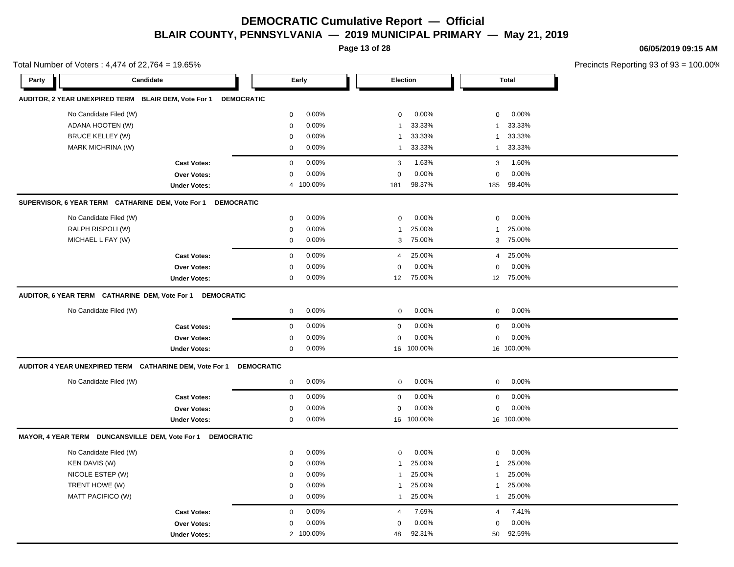# DEMOCRATIC Cumulative Report — Official

## BLAIR COUNTY, PENNSYLVANIA — 2019 MUNICIPAL PRIMARY — May 21, 2019

06/05/2019 09:15 AM

Total Number of Voters : 4,474 of 22,764 = 19.65%

Precincts Reporting 93 of 93 = 100.00%

| Party | Candidate | Early | | Election | | Total | |
|---|---|---|---|---|---|---|---|
| **AUDITOR, 2 YEAR UNEXPIRED TERM BLAIR DEM, Vote For 1 DEMOCRATIC** | | | | | | | |
| | No Candidate Filed (W) | 0 | 0.00% | 0 | 0.00% | 0 | 0.00% |
| | ADANA HOOTEN (W) | 0 | 0.00% | 1 | 33.33% | 1 | 33.33% |
| | BRUCE KELLEY (W) | 0 | 0.00% | 1 | 33.33% | 1 | 33.33% |
| | MARK MICHRINA (W) | 0 | 0.00% | 1 | 33.33% | 1 | 33.33% |
| | **Cast Votes:** | 0 | 0.00% | 3 | 1.63% | 3 | 1.60% |
| | **Over Votes:** | 0 | 0.00% | 0 | 0.00% | 0 | 0.00% |
| | **Under Votes:** | 4 | 100.00% | 181 | 98.37% | 185 | 98.40% |
| **SUPERVISOR, 6 YEAR TERM CATHARINE DEM, Vote For 1 DEMOCRATIC** | | | | | | | |
| | No Candidate Filed (W) | 0 | 0.00% | 0 | 0.00% | 0 | 0.00% |
| | RALPH RISPOLI (W) | 0 | 0.00% | 1 | 25.00% | 1 | 25.00% |
| | MICHAEL L FAY (W) | 0 | 0.00% | 3 | 75.00% | 3 | 75.00% |
| | **Cast Votes:** | 0 | 0.00% | 4 | 25.00% | 4 | 25.00% |
| | **Over Votes:** | 0 | 0.00% | 0 | 0.00% | 0 | 0.00% |
| | **Under Votes:** | 0 | 0.00% | 12 | 75.00% | 12 | 75.00% |
| **AUDITOR, 6 YEAR TERM CATHARINE DEM, Vote For 1 DEMOCRATIC** | | | | | | | |
| | No Candidate Filed (W) | 0 | 0.00% | 0 | 0.00% | 0 | 0.00% |
| | **Cast Votes:** | 0 | 0.00% | 0 | 0.00% | 0 | 0.00% |
| | **Over Votes:** | 0 | 0.00% | 0 | 0.00% | 0 | 0.00% |
| | **Under Votes:** | 0 | 0.00% | 16 | 100.00% | 16 | 100.00% |
| **AUDITOR 4 YEAR UNEXPIRED TERM CATHARINE DEM, Vote For 1 DEMOCRATIC** | | | | | | | |
| | No Candidate Filed (W) | 0 | 0.00% | 0 | 0.00% | 0 | 0.00% |
| | **Cast Votes:** | 0 | 0.00% | 0 | 0.00% | 0 | 0.00% |
| | **Over Votes:** | 0 | 0.00% | 0 | 0.00% | 0 | 0.00% |
| | **Under Votes:** | 0 | 0.00% | 16 | 100.00% | 16 | 100.00% |
| **MAYOR, 4 YEAR TERM DUNCANSVILLE DEM, Vote For 1 DEMOCRATIC** | | | | | | | |
| | No Candidate Filed (W) | 0 | 0.00% | 0 | 0.00% | 0 | 0.00% |
| | KEN DAVIS (W) | 0 | 0.00% | 1 | 25.00% | 1 | 25.00% |
| | NICOLE ESTEP (W) | 0 | 0.00% | 1 | 25.00% | 1 | 25.00% |
| | TRENT HOWE (W) | 0 | 0.00% | 1 | 25.00% | 1 | 25.00% |
| | MATT PACIFICO (W) | 0 | 0.00% | 1 | 25.00% | 1 | 25.00% |
| | **Cast Votes:** | 0 | 0.00% | 4 | 7.69% | 4 | 7.41% |
| | **Over Votes:** | 0 | 0.00% | 0 | 0.00% | 0 | 0.00% |
| | **Under Votes:** | 2 | 100.00% | 48 | 92.31% | 50 | 92.59% |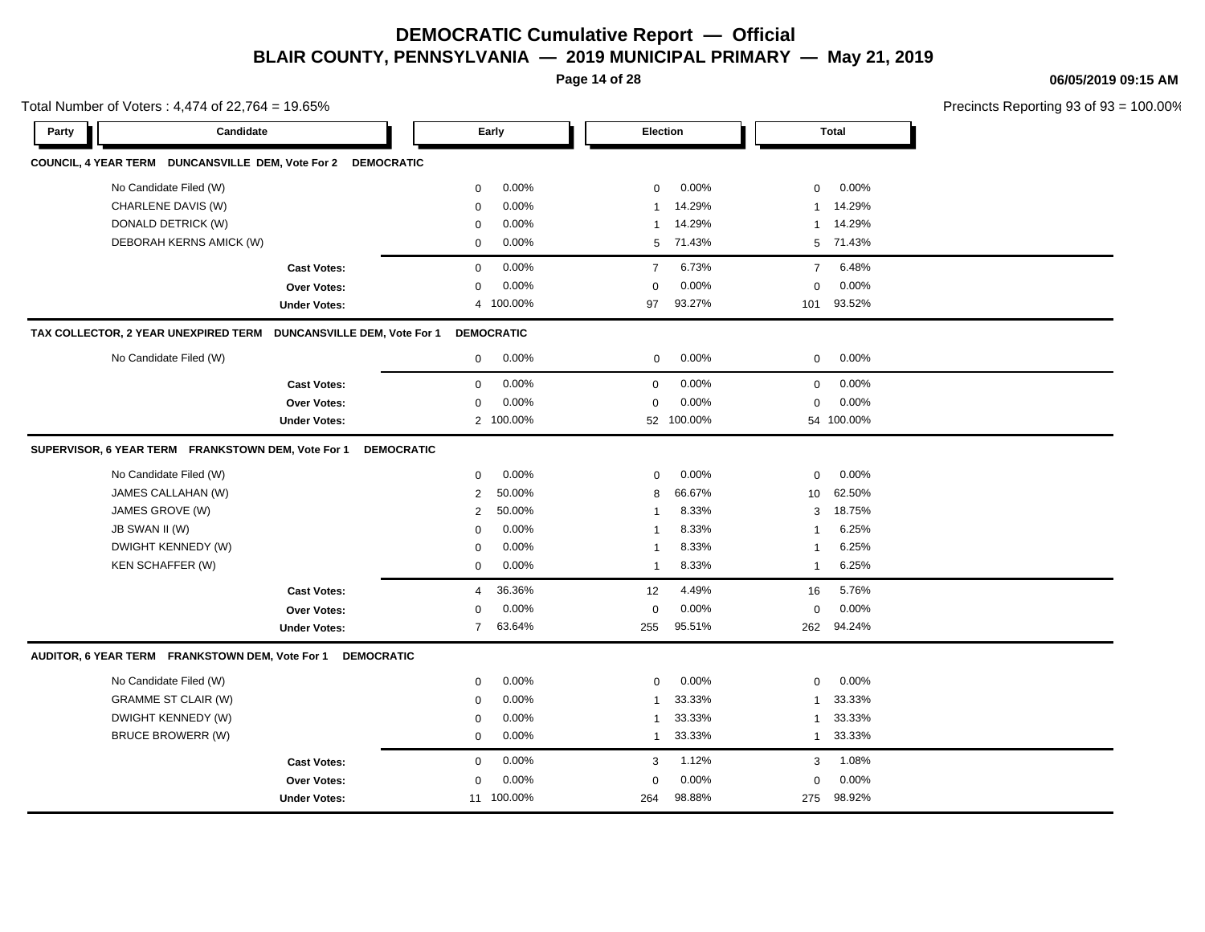# DEMOCRATIC Cumulative Report — Official

## BLAIR COUNTY, PENNSYLVANIA — 2019 MUNICIPAL PRIMARY — May 21, 2019

06/05/2019 09:15 AM

Total Number of Voters : 4,474 of 22,764 = 19.65%

Precincts Reporting 93 of 93 = 100.00%

### COUNCIL, 4 YEAR TERM DUNCANSVILLE DEM, Vote For 2 DEMOCRATIC

| Party | Candidate | Early | | Election | | Total | |
|---|---|---|---|---|---|---|---|
| | No Candidate Filed (W) | 0 | 0.00% | 0 | 0.00% | 0 | 0.00% |
| | CHARLENE DAVIS (W) | 0 | 0.00% | 1 | 14.29% | 1 | 14.29% |
| | DONALD DETRICK (W) | 0 | 0.00% | 1 | 14.29% | 1 | 14.29% |
| | DEBORAH KERNS AMICK (W) | 0 | 0.00% | 5 | 71.43% | 5 | 71.43% |
| | **Cast Votes:** | 0 | 0.00% | 7 | 6.73% | 7 | 6.48% |
| | **Over Votes:** | 0 | 0.00% | 0 | 0.00% | 0 | 0.00% |
| | **Under Votes:** | 4 | 100.00% | 97 | 93.27% | 101 | 93.52% |

### TAX COLLECTOR, 2 YEAR UNEXPIRED TERM DUNCANSVILLE DEM, Vote For 1 DEMOCRATIC

| Party | Candidate | Early | | Election | | Total | |
|---|---|---|---|---|---|---|---|
| | No Candidate Filed (W) | 0 | 0.00% | 0 | 0.00% | 0 | 0.00% |
| | **Cast Votes:** | 0 | 0.00% | 0 | 0.00% | 0 | 0.00% |
| | **Over Votes:** | 0 | 0.00% | 0 | 0.00% | 0 | 0.00% |
| | **Under Votes:** | 2 | 100.00% | 52 | 100.00% | 54 | 100.00% |

### SUPERVISOR, 6 YEAR TERM FRANKSTOWN DEM, Vote For 1 DEMOCRATIC

| Party | Candidate | Early | | Election | | Total | |
|---|---|---|---|---|---|---|---|
| | No Candidate Filed (W) | 0 | 0.00% | 0 | 0.00% | 0 | 0.00% |
| | JAMES CALLAHAN (W) | 2 | 50.00% | 8 | 66.67% | 10 | 62.50% |
| | JAMES GROVE (W) | 2 | 50.00% | 1 | 8.33% | 3 | 18.75% |
| | JB SWAN II (W) | 0 | 0.00% | 1 | 8.33% | 1 | 6.25% |
| | DWIGHT KENNEDY (W) | 0 | 0.00% | 1 | 8.33% | 1 | 6.25% |
| | KEN SCHAFFER (W) | 0 | 0.00% | 1 | 8.33% | 1 | 6.25% |
| | **Cast Votes:** | 4 | 36.36% | 12 | 4.49% | 16 | 5.76% |
| | **Over Votes:** | 0 | 0.00% | 0 | 0.00% | 0 | 0.00% |
| | **Under Votes:** | 7 | 63.64% | 255 | 95.51% | 262 | 94.24% |

### AUDITOR, 6 YEAR TERM FRANKSTOWN DEM, Vote For 1 DEMOCRATIC

| Party | Candidate | Early | | Election | | Total | |
|---|---|---|---|---|---|---|---|
| | No Candidate Filed (W) | 0 | 0.00% | 0 | 0.00% | 0 | 0.00% |
| | GRAMME ST CLAIR (W) | 0 | 0.00% | 1 | 33.33% | 1 | 33.33% |
| | DWIGHT KENNEDY (W) | 0 | 0.00% | 1 | 33.33% | 1 | 33.33% |
| | BRUCE BROWERR (W) | 0 | 0.00% | 1 | 33.33% | 1 | 33.33% |
| | **Cast Votes:** | 0 | 0.00% | 3 | 1.12% | 3 | 1.08% |
| | **Over Votes:** | 0 | 0.00% | 0 | 0.00% | 0 | 0.00% |
| | **Under Votes:** | 11 | 100.00% | 264 | 98.88% | 275 | 98.92% |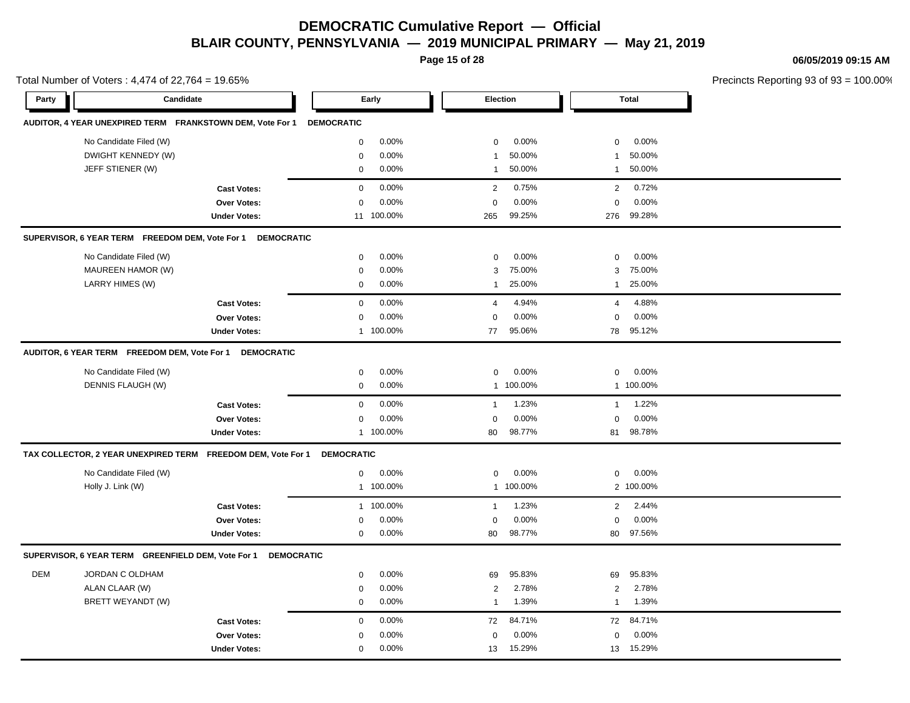# DEMOCRATIC Cumulative Report — Official

## BLAIR COUNTY, PENNSYLVANIA — 2019 MUNICIPAL PRIMARY — May 21, 2019

06/05/2019 09:15 AM

Total Number of Voters : 4,474 of 22,764 = 19.65%

Precincts Reporting 93 of 93 = 100.00%

### AUDITOR, 4 YEAR UNEXPIRED TERM FRANKSTOWN DEM, Vote For 1 DEMOCRATIC

| Party | Candidate | Early | | Election | | Total | |
|---|---|---|---|---|---|---|---|
| | No Candidate Filed (W) | 0 | 0.00% | 0 | 0.00% | 0 | 0.00% |
| | DWIGHT KENNEDY (W) | 0 | 0.00% | 1 | 50.00% | 1 | 50.00% |
| | JEFF STIENER (W) | 0 | 0.00% | 1 | 50.00% | 1 | 50.00% |
| | **Cast Votes:** | 0 | 0.00% | 2 | 0.75% | 2 | 0.72% |
| | **Over Votes:** | 0 | 0.00% | 0 | 0.00% | 0 | 0.00% |
| | **Under Votes:** | 11 | 100.00% | 265 | 99.25% | 276 | 99.28% |

### SUPERVISOR, 6 YEAR TERM FREEDOM DEM, Vote For 1 DEMOCRATIC

| Party | Candidate | Early | | Election | | Total | |
|---|---|---|---|---|---|---|---|
| | No Candidate Filed (W) | 0 | 0.00% | 0 | 0.00% | 0 | 0.00% |
| | MAUREEN HAMOR (W) | 0 | 0.00% | 3 | 75.00% | 3 | 75.00% |
| | LARRY HIMES (W) | 0 | 0.00% | 1 | 25.00% | 1 | 25.00% |
| | **Cast Votes:** | 0 | 0.00% | 4 | 4.94% | 4 | 4.88% |
| | **Over Votes:** | 0 | 0.00% | 0 | 0.00% | 0 | 0.00% |
| | **Under Votes:** | 1 | 100.00% | 77 | 95.06% | 78 | 95.12% |

### AUDITOR, 6 YEAR TERM FREEDOM DEM, Vote For 1 DEMOCRATIC

| Party | Candidate | Early | | Election | | Total | |
|---|---|---|---|---|---|---|---|
| | No Candidate Filed (W) | 0 | 0.00% | 0 | 0.00% | 0 | 0.00% |
| | DENNIS FLAUGH (W) | 0 | 0.00% | 1 | 100.00% | 1 | 100.00% |
| | **Cast Votes:** | 0 | 0.00% | 1 | 1.23% | 1 | 1.22% |
| | **Over Votes:** | 0 | 0.00% | 0 | 0.00% | 0 | 0.00% |
| | **Under Votes:** | 1 | 100.00% | 80 | 98.77% | 81 | 98.78% |

### TAX COLLECTOR, 2 YEAR UNEXPIRED TERM FREEDOM DEM, Vote For 1 DEMOCRATIC

| Party | Candidate | Early | | Election | | Total | |
|---|---|---|---|---|---|---|---|
| | No Candidate Filed (W) | 0 | 0.00% | 0 | 0.00% | 0 | 0.00% |
| | Holly J. Link (W) | 1 | 100.00% | 1 | 100.00% | 2 | 100.00% |
| | **Cast Votes:** | 1 | 100.00% | 1 | 1.23% | 2 | 2.44% |
| | **Over Votes:** | 0 | 0.00% | 0 | 0.00% | 0 | 0.00% |
| | **Under Votes:** | 0 | 0.00% | 80 | 98.77% | 80 | 97.56% |

### SUPERVISOR, 6 YEAR TERM GREENFIELD DEM, Vote For 1 DEMOCRATIC

| Party | Candidate | Early | | Election | | Total | |
|---|---|---|---|---|---|---|---|
| DEM | JORDAN C OLDHAM | 0 | 0.00% | 69 | 95.83% | 69 | 95.83% |
| | ALAN CLAAR (W) | 0 | 0.00% | 2 | 2.78% | 2 | 2.78% |
| | BRETT WEYANDT (W) | 0 | 0.00% | 1 | 1.39% | 1 | 1.39% |
| | **Cast Votes:** | 0 | 0.00% | 72 | 84.71% | 72 | 84.71% |
| | **Over Votes:** | 0 | 0.00% | 0 | 0.00% | 0 | 0.00% |
| | **Under Votes:** | 0 | 0.00% | 13 | 15.29% | 13 | 15.29% |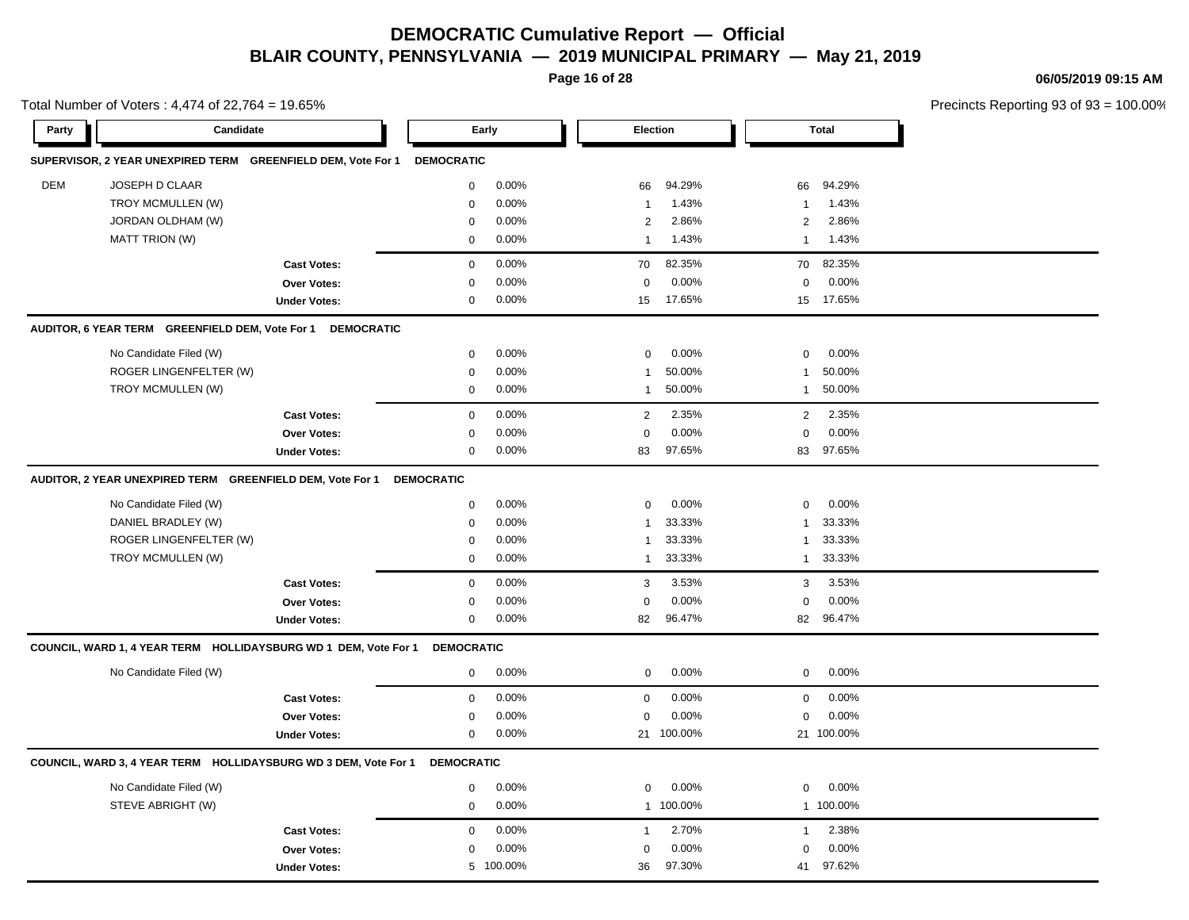# DEMOCRATIC Cumulative Report — Official

## BLAIR COUNTY, PENNSYLVANIA — 2019 MUNICIPAL PRIMARY — May 21, 2019

06/05/2019 09:15 AM

Total Number of Voters : 4,474 of 22,764 = 19.65%

Precincts Reporting 93 of 93 = 100.00%

| Party | Candidate | Early | | Election | | Total | |
|---|---|---|---|---|---|---|---|
| **SUPERVISOR, 2 YEAR UNEXPIRED TERM GREENFIELD DEM, Vote For 1 DEMOCRATIC** | | | | | | | |
| DEM | JOSEPH D CLAAR | 0 | 0.00% | 66 | 94.29% | 66 | 94.29% |
| | TROY MCMULLEN (W) | 0 | 0.00% | 1 | 1.43% | 1 | 1.43% |
| | JORDAN OLDHAM (W) | 0 | 0.00% | 2 | 2.86% | 2 | 2.86% |
| | MATT TRION (W) | 0 | 0.00% | 1 | 1.43% | 1 | 1.43% |
| | **Cast Votes:** | 0 | 0.00% | 70 | 82.35% | 70 | 82.35% |
| | **Over Votes:** | 0 | 0.00% | 0 | 0.00% | 0 | 0.00% |
| | **Under Votes:** | 0 | 0.00% | 15 | 17.65% | 15 | 17.65% |
| **AUDITOR, 6 YEAR TERM GREENFIELD DEM, Vote For 1 DEMOCRATIC** | | | | | | | |
| | No Candidate Filed (W) | 0 | 0.00% | 0 | 0.00% | 0 | 0.00% |
| | ROGER LINGENFELTER (W) | 0 | 0.00% | 1 | 50.00% | 1 | 50.00% |
| | TROY MCMULLEN (W) | 0 | 0.00% | 1 | 50.00% | 1 | 50.00% |
| | **Cast Votes:** | 0 | 0.00% | 2 | 2.35% | 2 | 2.35% |
| | **Over Votes:** | 0 | 0.00% | 0 | 0.00% | 0 | 0.00% |
| | **Under Votes:** | 0 | 0.00% | 83 | 97.65% | 83 | 97.65% |
| **AUDITOR, 2 YEAR UNEXPIRED TERM GREENFIELD DEM, Vote For 1 DEMOCRATIC** | | | | | | | |
| | No Candidate Filed (W) | 0 | 0.00% | 0 | 0.00% | 0 | 0.00% |
| | DANIEL BRADLEY (W) | 0 | 0.00% | 1 | 33.33% | 1 | 33.33% |
| | ROGER LINGENFELTER (W) | 0 | 0.00% | 1 | 33.33% | 1 | 33.33% |
| | TROY MCMULLEN (W) | 0 | 0.00% | 1 | 33.33% | 1 | 33.33% |
| | **Cast Votes:** | 0 | 0.00% | 3 | 3.53% | 3 | 3.53% |
| | **Over Votes:** | 0 | 0.00% | 0 | 0.00% | 0 | 0.00% |
| | **Under Votes:** | 0 | 0.00% | 82 | 96.47% | 82 | 96.47% |
| **COUNCIL, WARD 1, 4 YEAR TERM HOLLIDAYSBURG WD 1 DEM, Vote For 1 DEMOCRATIC** | | | | | | | |
| | No Candidate Filed (W) | 0 | 0.00% | 0 | 0.00% | 0 | 0.00% |
| | **Cast Votes:** | 0 | 0.00% | 0 | 0.00% | 0 | 0.00% |
| | **Over Votes:** | 0 | 0.00% | 0 | 0.00% | 0 | 0.00% |
| | **Under Votes:** | 0 | 0.00% | 21 | 100.00% | 21 | 100.00% |
| **COUNCIL, WARD 3, 4 YEAR TERM HOLLIDAYSBURG WD 3 DEM, Vote For 1 DEMOCRATIC** | | | | | | | |
| | No Candidate Filed (W) | 0 | 0.00% | 0 | 0.00% | 0 | 0.00% |
| | STEVE ABRIGHT (W) | 0 | 0.00% | 1 | 100.00% | 1 | 100.00% |
| | **Cast Votes:** | 0 | 0.00% | 1 | 2.70% | 1 | 2.38% |
| | **Over Votes:** | 0 | 0.00% | 0 | 0.00% | 0 | 0.00% |
| | **Under Votes:** | 5 | 100.00% | 36 | 97.30% | 41 | 97.62% |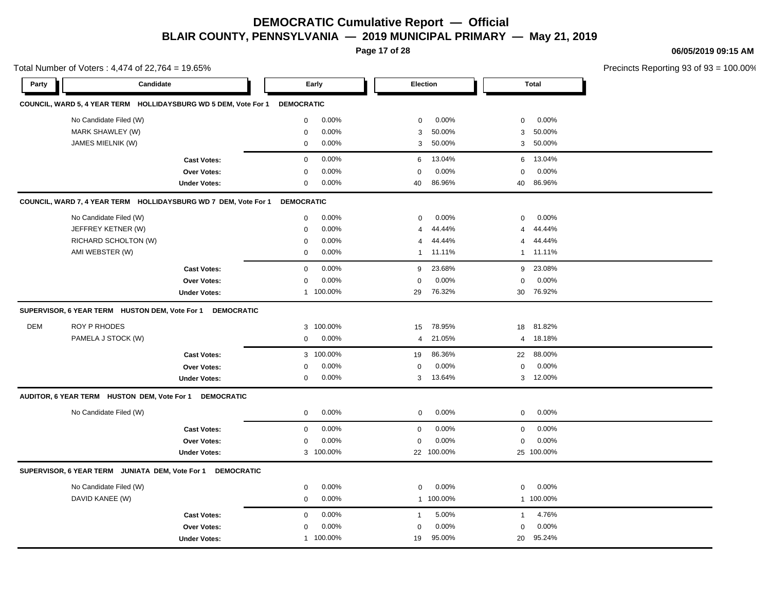# DEMOCRATIC Cumulative Report — Official

## BLAIR COUNTY, PENNSYLVANIA — 2019 MUNICIPAL PRIMARY — May 21, 2019

06/05/2019 09:15 AM

Total Number of Voters : 4,474 of 22,764 = 19.65%

Precincts Reporting 93 of 93 = 100.00%

| Party | Candidate | Early | | Election | | Total | |
|---|---|---|---|---|---|---|---|
| **COUNCIL, WARD 5, 4 YEAR TERM HOLLIDAYSBURG WD 5 DEM, Vote For 1 DEMOCRATIC** | | | | | | | |
| | No Candidate Filed (W) | 0 | 0.00% | 0 | 0.00% | 0 | 0.00% |
| | MARK SHAWLEY (W) | 0 | 0.00% | 3 | 50.00% | 3 | 50.00% |
| | JAMES MIELNIK (W) | 0 | 0.00% | 3 | 50.00% | 3 | 50.00% |
| | **Cast Votes:** | 0 | 0.00% | 6 | 13.04% | 6 | 13.04% |
| | **Over Votes:** | 0 | 0.00% | 0 | 0.00% | 0 | 0.00% |
| | **Under Votes:** | 0 | 0.00% | 40 | 86.96% | 40 | 86.96% |
| **COUNCIL, WARD 7, 4 YEAR TERM HOLLIDAYSBURG WD 7 DEM, Vote For 1 DEMOCRATIC** | | | | | | | |
| | No Candidate Filed (W) | 0 | 0.00% | 0 | 0.00% | 0 | 0.00% |
| | JEFFREY KETNER (W) | 0 | 0.00% | 4 | 44.44% | 4 | 44.44% |
| | RICHARD SCHOLTON (W) | 0 | 0.00% | 4 | 44.44% | 4 | 44.44% |
| | AMI WEBSTER (W) | 0 | 0.00% | 1 | 11.11% | 1 | 11.11% |
| | **Cast Votes:** | 0 | 0.00% | 9 | 23.68% | 9 | 23.08% |
| | **Over Votes:** | 0 | 0.00% | 0 | 0.00% | 0 | 0.00% |
| | **Under Votes:** | 1 | 100.00% | 29 | 76.32% | 30 | 76.92% |
| **SUPERVISOR, 6 YEAR TERM HUSTON DEM, Vote For 1 DEMOCRATIC** | | | | | | | |
| DEM | ROY P RHODES | 3 | 100.00% | 15 | 78.95% | 18 | 81.82% |
| | PAMELA J STOCK (W) | 0 | 0.00% | 4 | 21.05% | 4 | 18.18% |
| | **Cast Votes:** | 3 | 100.00% | 19 | 86.36% | 22 | 88.00% |
| | **Over Votes:** | 0 | 0.00% | 0 | 0.00% | 0 | 0.00% |
| | **Under Votes:** | 0 | 0.00% | 3 | 13.64% | 3 | 12.00% |
| **AUDITOR, 6 YEAR TERM HUSTON DEM, Vote For 1 DEMOCRATIC** | | | | | | | |
| | No Candidate Filed (W) | 0 | 0.00% | 0 | 0.00% | 0 | 0.00% |
| | **Cast Votes:** | 0 | 0.00% | 0 | 0.00% | 0 | 0.00% |
| | **Over Votes:** | 0 | 0.00% | 0 | 0.00% | 0 | 0.00% |
| | **Under Votes:** | 3 | 100.00% | 22 | 100.00% | 25 | 100.00% |
| **SUPERVISOR, 6 YEAR TERM JUNIATA DEM, Vote For 1 DEMOCRATIC** | | | | | | | |
| | No Candidate Filed (W) | 0 | 0.00% | 0 | 0.00% | 0 | 0.00% |
| | DAVID KANEE (W) | 0 | 0.00% | 1 | 100.00% | 1 | 100.00% |
| | **Cast Votes:** | 0 | 0.00% | 1 | 5.00% | 1 | 4.76% |
| | **Over Votes:** | 0 | 0.00% | 0 | 0.00% | 0 | 0.00% |
| | **Under Votes:** | 1 | 100.00% | 19 | 95.00% | 20 | 95.24% |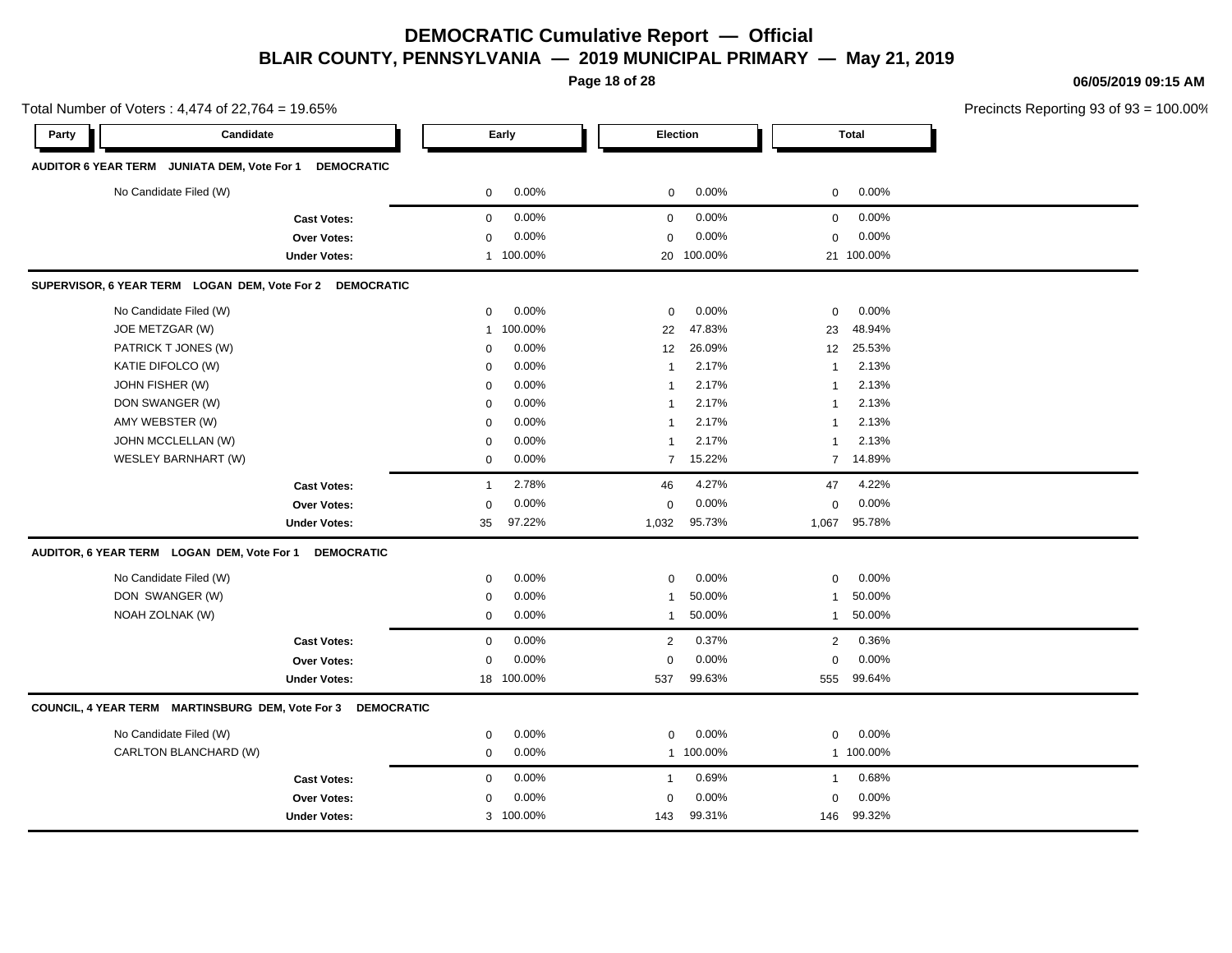# DEMOCRATIC Cumulative Report — Official

## BLAIR COUNTY, PENNSYLVANIA — 2019 MUNICIPAL PRIMARY — May 21, 2019

06/05/2019 09:15 AM

Total Number of Voters : 4,474 of 22,764 = 19.65%

Precincts Reporting 93 of 93 = 100.00%

| Party | Candidate | Early | | Election | | Total | |
|---|---|---|---|---|---|---|---|
| **AUDITOR 6 YEAR TERM JUNIATA DEM, Vote For 1 DEMOCRATIC** | | | | | | | |
| | No Candidate Filed (W) | 0 | 0.00% | 0 | 0.00% | 0 | 0.00% |
| | **Cast Votes:** | 0 | 0.00% | 0 | 0.00% | 0 | 0.00% |
| | **Over Votes:** | 0 | 0.00% | 0 | 0.00% | 0 | 0.00% |
| | **Under Votes:** | 1 | 100.00% | 20 | 100.00% | 21 | 100.00% |
| **SUPERVISOR, 6 YEAR TERM LOGAN DEM, Vote For 2 DEMOCRATIC** | | | | | | | |
| | No Candidate Filed (W) | 0 | 0.00% | 0 | 0.00% | 0 | 0.00% |
| | JOE METZGAR (W) | 1 | 100.00% | 22 | 47.83% | 23 | 48.94% |
| | PATRICK T JONES (W) | 0 | 0.00% | 12 | 26.09% | 12 | 25.53% |
| | KATIE DIFOLCO (W) | 0 | 0.00% | 1 | 2.17% | 1 | 2.13% |
| | JOHN FISHER (W) | 0 | 0.00% | 1 | 2.17% | 1 | 2.13% |
| | DON SWANGER (W) | 0 | 0.00% | 1 | 2.17% | 1 | 2.13% |
| | AMY WEBSTER (W) | 0 | 0.00% | 1 | 2.17% | 1 | 2.13% |
| | JOHN MCCLELLAN (W) | 0 | 0.00% | 1 | 2.17% | 1 | 2.13% |
| | WESLEY BARNHART (W) | 0 | 0.00% | 7 | 15.22% | 7 | 14.89% |
| | **Cast Votes:** | 1 | 2.78% | 46 | 4.27% | 47 | 4.22% |
| | **Over Votes:** | 0 | 0.00% | 0 | 0.00% | 0 | 0.00% |
| | **Under Votes:** | 35 | 97.22% | 1,032 | 95.73% | 1,067 | 95.78% |
| **AUDITOR, 6 YEAR TERM LOGAN DEM, Vote For 1 DEMOCRATIC** | | | | | | | |
| | No Candidate Filed (W) | 0 | 0.00% | 0 | 0.00% | 0 | 0.00% |
| | DON SWANGER (W) | 0 | 0.00% | 1 | 50.00% | 1 | 50.00% |
| | NOAH ZOLNAK (W) | 0 | 0.00% | 1 | 50.00% | 1 | 50.00% |
| | **Cast Votes:** | 0 | 0.00% | 2 | 0.37% | 2 | 0.36% |
| | **Over Votes:** | 0 | 0.00% | 0 | 0.00% | 0 | 0.00% |
| | **Under Votes:** | 18 | 100.00% | 537 | 99.63% | 555 | 99.64% |
| **COUNCIL, 4 YEAR TERM MARTINSBURG DEM, Vote For 3 DEMOCRATIC** | | | | | | | |
| | No Candidate Filed (W) | 0 | 0.00% | 0 | 0.00% | 0 | 0.00% |
| | CARLTON BLANCHARD (W) | 0 | 0.00% | 1 | 100.00% | 1 | 100.00% |
| | **Cast Votes:** | 0 | 0.00% | 1 | 0.69% | 1 | 0.68% |
| | **Over Votes:** | 0 | 0.00% | 0 | 0.00% | 0 | 0.00% |
| | **Under Votes:** | 3 | 100.00% | 143 | 99.31% | 146 | 99.32% |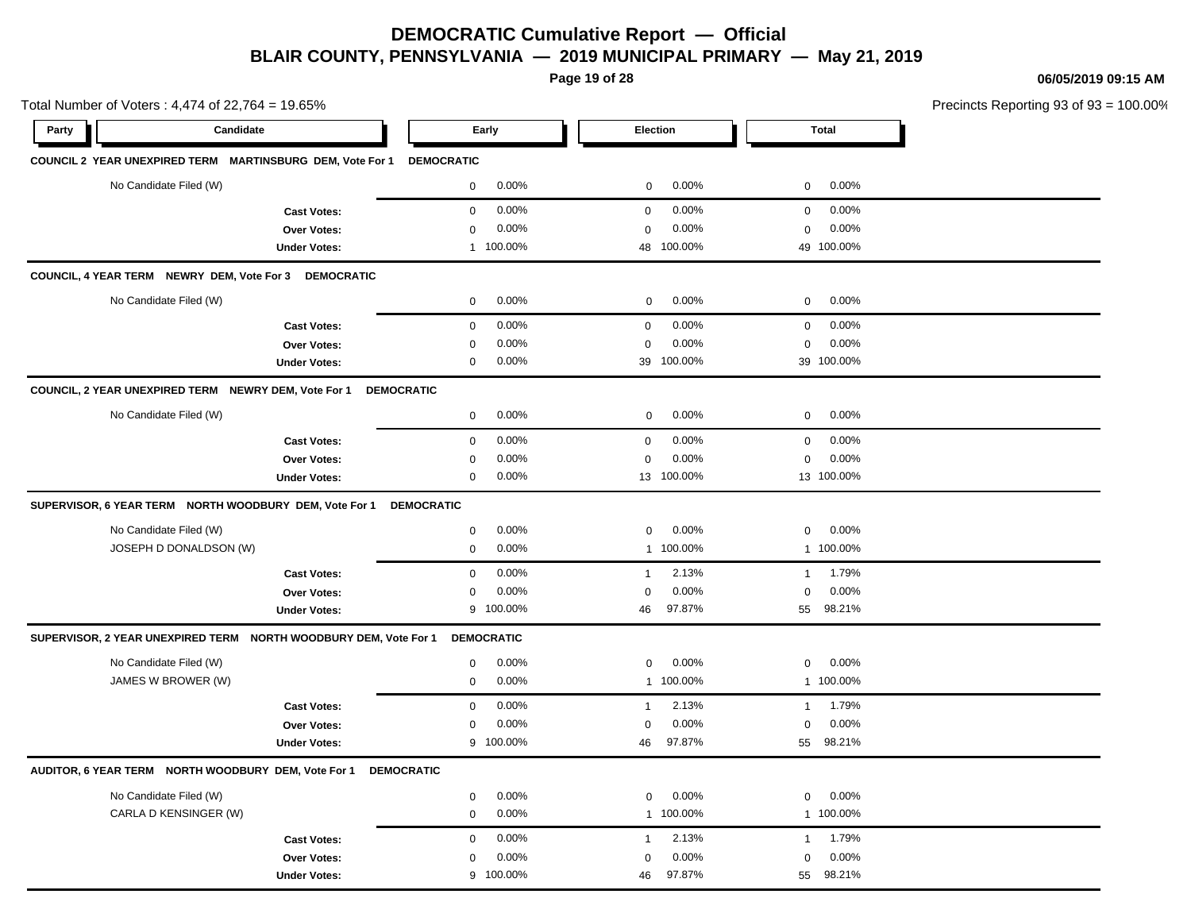# DEMOCRATIC Cumulative Report — Official

## BLAIR COUNTY, PENNSYLVANIA — 2019 MUNICIPAL PRIMARY — May 21, 2019

06/05/2019 09:15 AM

Total Number of Voters : 4,474 of 22,764 = 19.65%

Precincts Reporting 93 of 93 = 100.00%

| Party | Candidate | Early | | Election | | Total | |
|---|---|---|---|---|---|---|---|
| **COUNCIL 2 YEAR UNEXPIRED TERM MARTINSBURG DEM, Vote For 1 DEMOCRATIC** | | | | | | | |
| | No Candidate Filed (W) | 0 | 0.00% | 0 | 0.00% | 0 | 0.00% |
| | **Cast Votes:** | 0 | 0.00% | 0 | 0.00% | 0 | 0.00% |
| | **Over Votes:** | 0 | 0.00% | 0 | 0.00% | 0 | 0.00% |
| | **Under Votes:** | 1 | 100.00% | 48 | 100.00% | 49 | 100.00% |
| **COUNCIL, 4 YEAR TERM NEWRY DEM, Vote For 3 DEMOCRATIC** | | | | | | | |
| | No Candidate Filed (W) | 0 | 0.00% | 0 | 0.00% | 0 | 0.00% |
| | **Cast Votes:** | 0 | 0.00% | 0 | 0.00% | 0 | 0.00% |
| | **Over Votes:** | 0 | 0.00% | 0 | 0.00% | 0 | 0.00% |
| | **Under Votes:** | 0 | 0.00% | 39 | 100.00% | 39 | 100.00% |
| **COUNCIL, 2 YEAR UNEXPIRED TERM NEWRY DEM, Vote For 1 DEMOCRATIC** | | | | | | | |
| | No Candidate Filed (W) | 0 | 0.00% | 0 | 0.00% | 0 | 0.00% |
| | **Cast Votes:** | 0 | 0.00% | 0 | 0.00% | 0 | 0.00% |
| | **Over Votes:** | 0 | 0.00% | 0 | 0.00% | 0 | 0.00% |
| | **Under Votes:** | 0 | 0.00% | 13 | 100.00% | 13 | 100.00% |
| **SUPERVISOR, 6 YEAR TERM NORTH WOODBURY DEM, Vote For 1 DEMOCRATIC** | | | | | | | |
| | No Candidate Filed (W) | 0 | 0.00% | 0 | 0.00% | 0 | 0.00% |
| | JOSEPH D DONALDSON (W) | 0 | 0.00% | 1 | 100.00% | 1 | 100.00% |
| | **Cast Votes:** | 0 | 0.00% | 1 | 2.13% | 1 | 1.79% |
| | **Over Votes:** | 0 | 0.00% | 0 | 0.00% | 0 | 0.00% |
| | **Under Votes:** | 9 | 100.00% | 46 | 97.87% | 55 | 98.21% |
| **SUPERVISOR, 2 YEAR UNEXPIRED TERM NORTH WOODBURY DEM, Vote For 1 DEMOCRATIC** | | | | | | | |
| | No Candidate Filed (W) | 0 | 0.00% | 0 | 0.00% | 0 | 0.00% |
| | JAMES W BROWER (W) | 0 | 0.00% | 1 | 100.00% | 1 | 100.00% |
| | **Cast Votes:** | 0 | 0.00% | 1 | 2.13% | 1 | 1.79% |
| | **Over Votes:** | 0 | 0.00% | 0 | 0.00% | 0 | 0.00% |
| | **Under Votes:** | 9 | 100.00% | 46 | 97.87% | 55 | 98.21% |
| **AUDITOR, 6 YEAR TERM NORTH WOODBURY DEM, Vote For 1 DEMOCRATIC** | | | | | | | |
| | No Candidate Filed (W) | 0 | 0.00% | 0 | 0.00% | 0 | 0.00% |
| | CARLA D KENSINGER (W) | 0 | 0.00% | 1 | 100.00% | 1 | 100.00% |
| | **Cast Votes:** | 0 | 0.00% | 1 | 2.13% | 1 | 1.79% |
| | **Over Votes:** | 0 | 0.00% | 0 | 0.00% | 0 | 0.00% |
| | **Under Votes:** | 9 | 100.00% | 46 | 97.87% | 55 | 98.21% |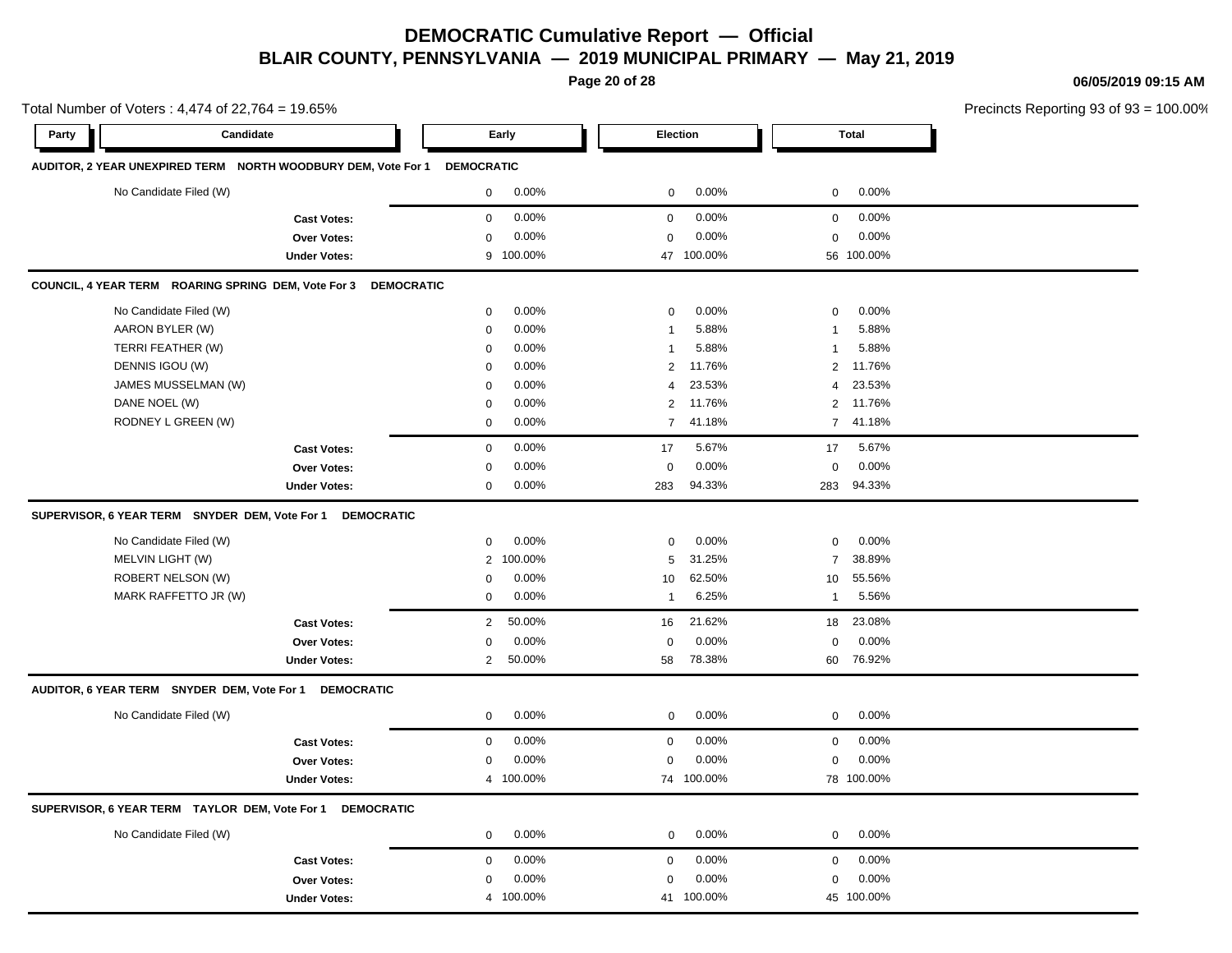# DEMOCRATIC Cumulative Report — Official

## BLAIR COUNTY, PENNSYLVANIA — 2019 MUNICIPAL PRIMARY — May 21, 2019

06/05/2019 09:15 AM

Total Number of Voters : 4,474 of 22,764 = 19.65%

Precincts Reporting 93 of 93 = 100.00%

| Party | Candidate | Early | | Election | | Total | |
|---|---|---|---|---|---|---|---|
| **AUDITOR, 2 YEAR UNEXPIRED TERM NORTH WOODBURY DEM, Vote For 1 DEMOCRATIC** | | | | | | | |
| | No Candidate Filed (W) | 0 | 0.00% | 0 | 0.00% | 0 | 0.00% |
| | **Cast Votes:** | 0 | 0.00% | 0 | 0.00% | 0 | 0.00% |
| | **Over Votes:** | 0 | 0.00% | 0 | 0.00% | 0 | 0.00% |
| | **Under Votes:** | 9 | 100.00% | 47 | 100.00% | 56 | 100.00% |
| **COUNCIL, 4 YEAR TERM ROARING SPRING DEM, Vote For 3 DEMOCRATIC** | | | | | | | |
| | No Candidate Filed (W) | 0 | 0.00% | 0 | 0.00% | 0 | 0.00% |
| | AARON BYLER (W) | 0 | 0.00% | 1 | 5.88% | 1 | 5.88% |
| | TERRI FEATHER (W) | 0 | 0.00% | 1 | 5.88% | 1 | 5.88% |
| | DENNIS IGOU (W) | 0 | 0.00% | 2 | 11.76% | 2 | 11.76% |
| | JAMES MUSSELMAN (W) | 0 | 0.00% | 4 | 23.53% | 4 | 23.53% |
| | DANE NOEL (W) | 0 | 0.00% | 2 | 11.76% | 2 | 11.76% |
| | RODNEY L GREEN (W) | 0 | 0.00% | 7 | 41.18% | 7 | 41.18% |
| | **Cast Votes:** | 0 | 0.00% | 17 | 5.67% | 17 | 5.67% |
| | **Over Votes:** | 0 | 0.00% | 0 | 0.00% | 0 | 0.00% |
| | **Under Votes:** | 0 | 0.00% | 283 | 94.33% | 283 | 94.33% |
| **SUPERVISOR, 6 YEAR TERM SNYDER DEM, Vote For 1 DEMOCRATIC** | | | | | | | |
| | No Candidate Filed (W) | 0 | 0.00% | 0 | 0.00% | 0 | 0.00% |
| | MELVIN LIGHT (W) | 2 | 100.00% | 5 | 31.25% | 7 | 38.89% |
| | ROBERT NELSON (W) | 0 | 0.00% | 10 | 62.50% | 10 | 55.56% |
| | MARK RAFFETTO JR (W) | 0 | 0.00% | 1 | 6.25% | 1 | 5.56% |
| | **Cast Votes:** | 2 | 50.00% | 16 | 21.62% | 18 | 23.08% |
| | **Over Votes:** | 0 | 0.00% | 0 | 0.00% | 0 | 0.00% |
| | **Under Votes:** | 2 | 50.00% | 58 | 78.38% | 60 | 76.92% |
| **AUDITOR, 6 YEAR TERM SNYDER DEM, Vote For 1 DEMOCRATIC** | | | | | | | |
| | No Candidate Filed (W) | 0 | 0.00% | 0 | 0.00% | 0 | 0.00% |
| | **Cast Votes:** | 0 | 0.00% | 0 | 0.00% | 0 | 0.00% |
| | **Over Votes:** | 0 | 0.00% | 0 | 0.00% | 0 | 0.00% |
| | **Under Votes:** | 4 | 100.00% | 74 | 100.00% | 78 | 100.00% |
| **SUPERVISOR, 6 YEAR TERM TAYLOR DEM, Vote For 1 DEMOCRATIC** | | | | | | | |
| | No Candidate Filed (W) | 0 | 0.00% | 0 | 0.00% | 0 | 0.00% |
| | **Cast Votes:** | 0 | 0.00% | 0 | 0.00% | 0 | 0.00% |
| | **Over Votes:** | 0 | 0.00% | 0 | 0.00% | 0 | 0.00% |
| | **Under Votes:** | 4 | 100.00% | 41 | 100.00% | 45 | 100.00% |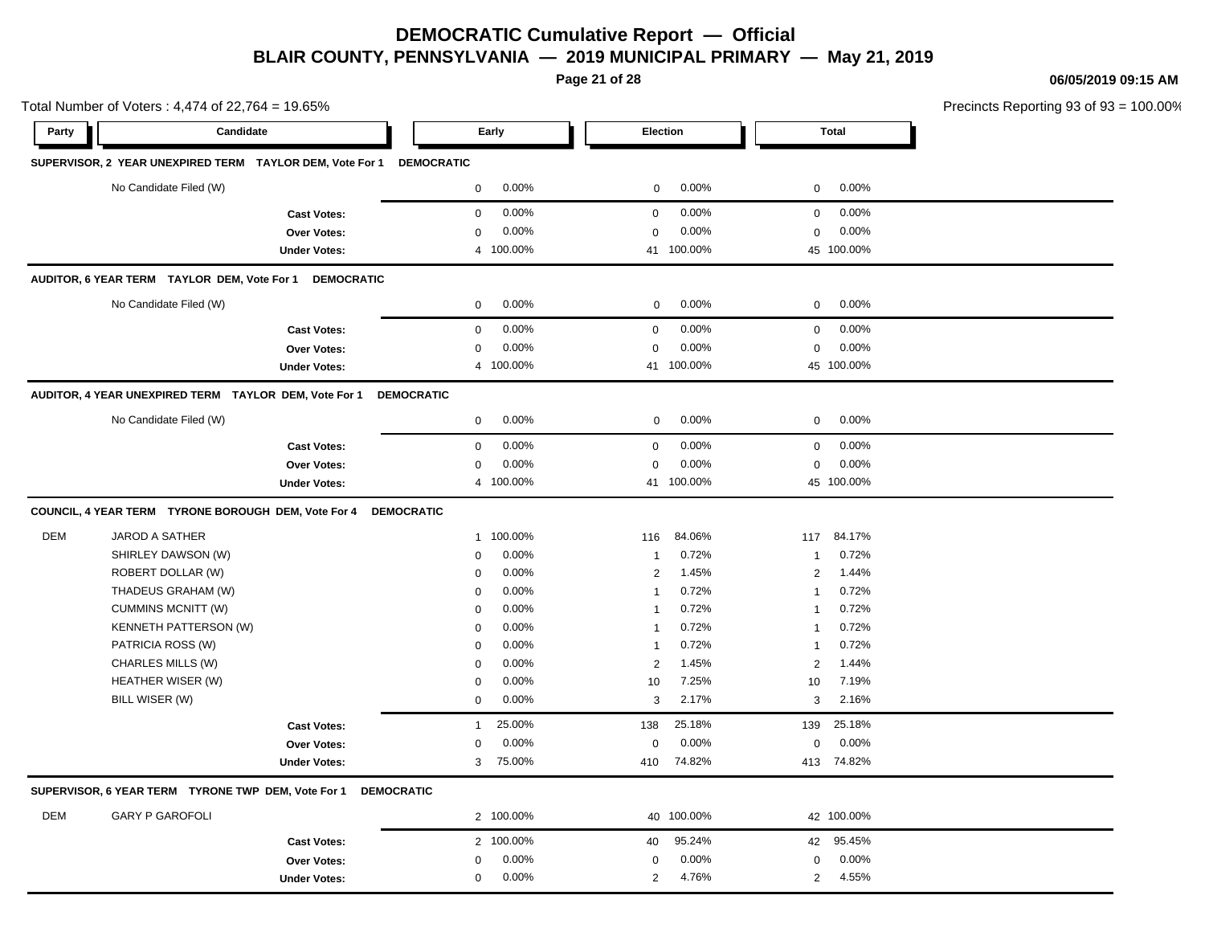# DEMOCRATIC Cumulative Report — Official

## BLAIR COUNTY, PENNSYLVANIA — 2019 MUNICIPAL PRIMARY — May 21, 2019

06/05/2019 09:15 AM

Total Number of Voters : 4,474 of 22,764 = 19.65%

Precincts Reporting 93 of 93 = 100.00%

| Party | Candidate | Early | | Election | | Total | |
|---|---|---|---|---|---|---|---|
| **SUPERVISOR, 2 YEAR UNEXPIRED TERM TAYLOR DEM, Vote For 1 DEMOCRATIC** | | | | | | | |
| | No Candidate Filed (W) | 0 | 0.00% | 0 | 0.00% | 0 | 0.00% |
| | **Cast Votes:** | 0 | 0.00% | 0 | 0.00% | 0 | 0.00% |
| | **Over Votes:** | 0 | 0.00% | 0 | 0.00% | 0 | 0.00% |
| | **Under Votes:** | 4 | 100.00% | 41 | 100.00% | 45 | 100.00% |
| **AUDITOR, 6 YEAR TERM TAYLOR DEM, Vote For 1 DEMOCRATIC** | | | | | | | |
| | No Candidate Filed (W) | 0 | 0.00% | 0 | 0.00% | 0 | 0.00% |
| | **Cast Votes:** | 0 | 0.00% | 0 | 0.00% | 0 | 0.00% |
| | **Over Votes:** | 0 | 0.00% | 0 | 0.00% | 0 | 0.00% |
| | **Under Votes:** | 4 | 100.00% | 41 | 100.00% | 45 | 100.00% |
| **AUDITOR, 4 YEAR UNEXPIRED TERM TAYLOR DEM, Vote For 1 DEMOCRATIC** | | | | | | | |
| | No Candidate Filed (W) | 0 | 0.00% | 0 | 0.00% | 0 | 0.00% |
| | **Cast Votes:** | 0 | 0.00% | 0 | 0.00% | 0 | 0.00% |
| | **Over Votes:** | 0 | 0.00% | 0 | 0.00% | 0 | 0.00% |
| | **Under Votes:** | 4 | 100.00% | 41 | 100.00% | 45 | 100.00% |
| **COUNCIL, 4 YEAR TERM TYRONE BOROUGH DEM, Vote For 4 DEMOCRATIC** | | | | | | | |
| DEM | JAROD A SATHER | 1 | 100.00% | 116 | 84.06% | 117 | 84.17% |
| | SHIRLEY DAWSON (W) | 0 | 0.00% | 1 | 0.72% | 1 | 0.72% |
| | ROBERT DOLLAR (W) | 0 | 0.00% | 2 | 1.45% | 2 | 1.44% |
| | THADEUS GRAHAM (W) | 0 | 0.00% | 1 | 0.72% | 1 | 0.72% |
| | CUMMINS MCNITT (W) | 0 | 0.00% | 1 | 0.72% | 1 | 0.72% |
| | KENNETH PATTERSON (W) | 0 | 0.00% | 1 | 0.72% | 1 | 0.72% |
| | PATRICIA ROSS (W) | 0 | 0.00% | 1 | 0.72% | 1 | 0.72% |
| | CHARLES MILLS (W) | 0 | 0.00% | 2 | 1.45% | 2 | 1.44% |
| | HEATHER WISER (W) | 0 | 0.00% | 10 | 7.25% | 10 | 7.19% |
| | BILL WISER (W) | 0 | 0.00% | 3 | 2.17% | 3 | 2.16% |
| | **Cast Votes:** | 1 | 25.00% | 138 | 25.18% | 139 | 25.18% |
| | **Over Votes:** | 0 | 0.00% | 0 | 0.00% | 0 | 0.00% |
| | **Under Votes:** | 3 | 75.00% | 410 | 74.82% | 413 | 74.82% |
| **SUPERVISOR, 6 YEAR TERM TYRONE TWP DEM, Vote For 1 DEMOCRATIC** | | | | | | | |
| DEM | GARY P GAROFOLI | 2 | 100.00% | 40 | 100.00% | 42 | 100.00% |
| | **Cast Votes:** | 2 | 100.00% | 40 | 95.24% | 42 | 95.45% |
| | **Over Votes:** | 0 | 0.00% | 0 | 0.00% | 0 | 0.00% |
| | **Under Votes:** | 0 | 0.00% | 2 | 4.76% | 2 | 4.55% |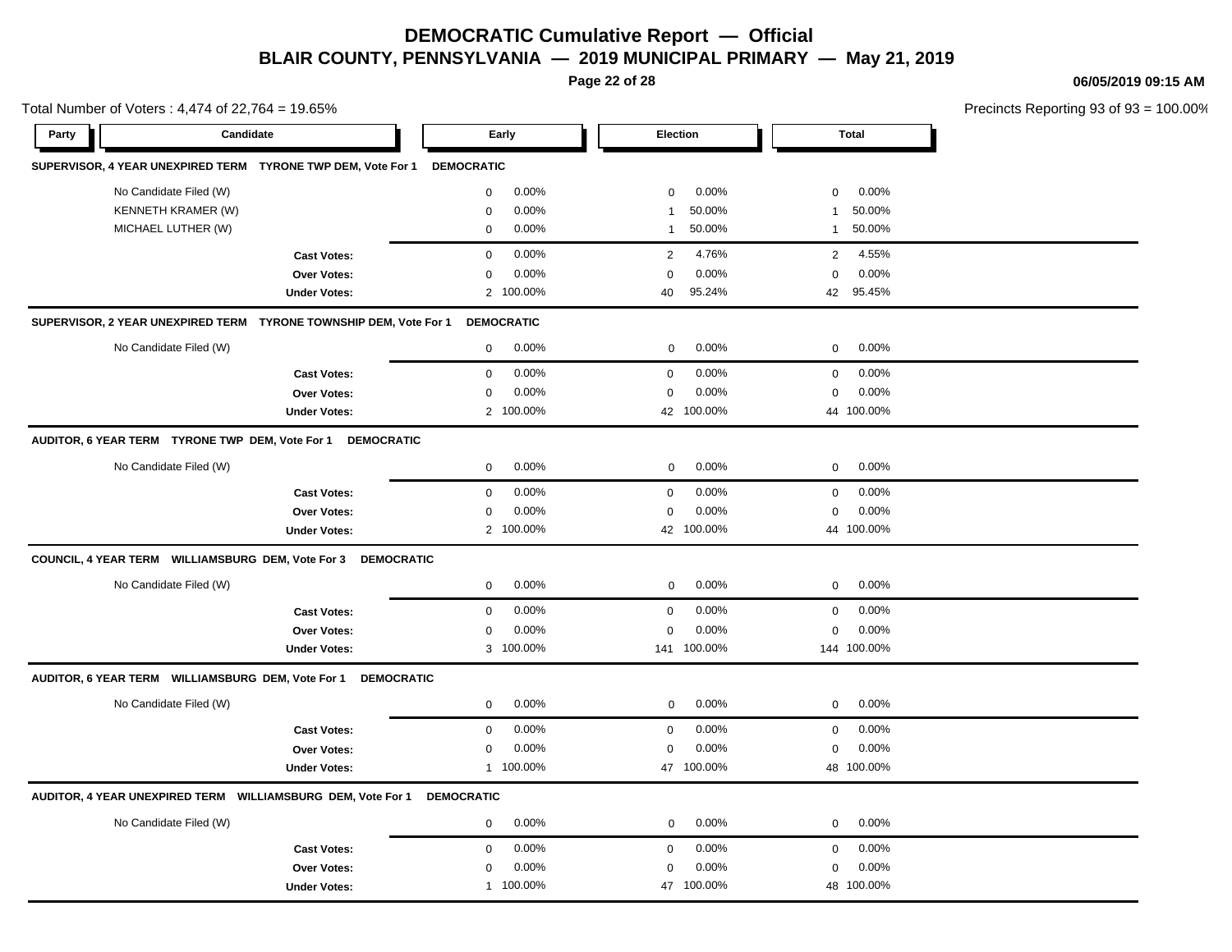# DEMOCRATIC Cumulative Report — Official

## BLAIR COUNTY, PENNSYLVANIA — 2019 MUNICIPAL PRIMARY — May 21, 2019

06/05/2019 09:15 AM

Total Number of Voters : 4,474 of 22,764 = 19.65%

Precincts Reporting 93 of 93 = 100.00%

| Party | Candidate | Early | | Election | | Total | |
|---|---|---|---|---|---|---|---|

**SUPERVISOR, 4 YEAR UNEXPIRED TERM  TYRONE TWP DEM, Vote For 1  DEMOCRATIC**

| Candidate | Early | | Election | | Total | |
|---|---|---|---|---|---|---|
| No Candidate Filed (W) | 0 | 0.00% | 0 | 0.00% | 0 | 0.00% |
| KENNETH KRAMER (W) | 0 | 0.00% | 1 | 50.00% | 1 | 50.00% |
| MICHAEL LUTHER (W) | 0 | 0.00% | 1 | 50.00% | 1 | 50.00% |
| **Cast Votes:** | 0 | 0.00% | 2 | 4.76% | 2 | 4.55% |
| **Over Votes:** | 0 | 0.00% | 0 | 0.00% | 0 | 0.00% |
| **Under Votes:** | 2 | 100.00% | 40 | 95.24% | 42 | 95.45% |

**SUPERVISOR, 2 YEAR UNEXPIRED TERM  TYRONE TOWNSHIP DEM, Vote For 1  DEMOCRATIC**

| Candidate | Early | | Election | | Total | |
|---|---|---|---|---|---|---|
| No Candidate Filed (W) | 0 | 0.00% | 0 | 0.00% | 0 | 0.00% |
| **Cast Votes:** | 0 | 0.00% | 0 | 0.00% | 0 | 0.00% |
| **Over Votes:** | 0 | 0.00% | 0 | 0.00% | 0 | 0.00% |
| **Under Votes:** | 2 | 100.00% | 42 | 100.00% | 44 | 100.00% |

**AUDITOR, 6 YEAR TERM  TYRONE TWP DEM, Vote For 1  DEMOCRATIC**

| Candidate | Early | | Election | | Total | |
|---|---|---|---|---|---|---|
| No Candidate Filed (W) | 0 | 0.00% | 0 | 0.00% | 0 | 0.00% |
| **Cast Votes:** | 0 | 0.00% | 0 | 0.00% | 0 | 0.00% |
| **Over Votes:** | 0 | 0.00% | 0 | 0.00% | 0 | 0.00% |
| **Under Votes:** | 2 | 100.00% | 42 | 100.00% | 44 | 100.00% |

**COUNCIL, 4 YEAR TERM  WILLIAMSBURG DEM, Vote For 3  DEMOCRATIC**

| Candidate | Early | | Election | | Total | |
|---|---|---|---|---|---|---|
| No Candidate Filed (W) | 0 | 0.00% | 0 | 0.00% | 0 | 0.00% |
| **Cast Votes:** | 0 | 0.00% | 0 | 0.00% | 0 | 0.00% |
| **Over Votes:** | 0 | 0.00% | 0 | 0.00% | 0 | 0.00% |
| **Under Votes:** | 3 | 100.00% | 141 | 100.00% | 144 | 100.00% |

**AUDITOR, 6 YEAR TERM  WILLIAMSBURG DEM, Vote For 1  DEMOCRATIC**

| Candidate | Early | | Election | | Total | |
|---|---|---|---|---|---|---|
| No Candidate Filed (W) | 0 | 0.00% | 0 | 0.00% | 0 | 0.00% |
| **Cast Votes:** | 0 | 0.00% | 0 | 0.00% | 0 | 0.00% |
| **Over Votes:** | 0 | 0.00% | 0 | 0.00% | 0 | 0.00% |
| **Under Votes:** | 1 | 100.00% | 47 | 100.00% | 48 | 100.00% |

**AUDITOR, 4 YEAR UNEXPIRED TERM  WILLIAMSBURG DEM, Vote For 1  DEMOCRATIC**

| Candidate | Early | | Election | | Total | |
|---|---|---|---|---|---|---|
| No Candidate Filed (W) | 0 | 0.00% | 0 | 0.00% | 0 | 0.00% |
| **Cast Votes:** | 0 | 0.00% | 0 | 0.00% | 0 | 0.00% |
| **Over Votes:** | 0 | 0.00% | 0 | 0.00% | 0 | 0.00% |
| **Under Votes:** | 1 | 100.00% | 47 | 100.00% | 48 | 100.00% |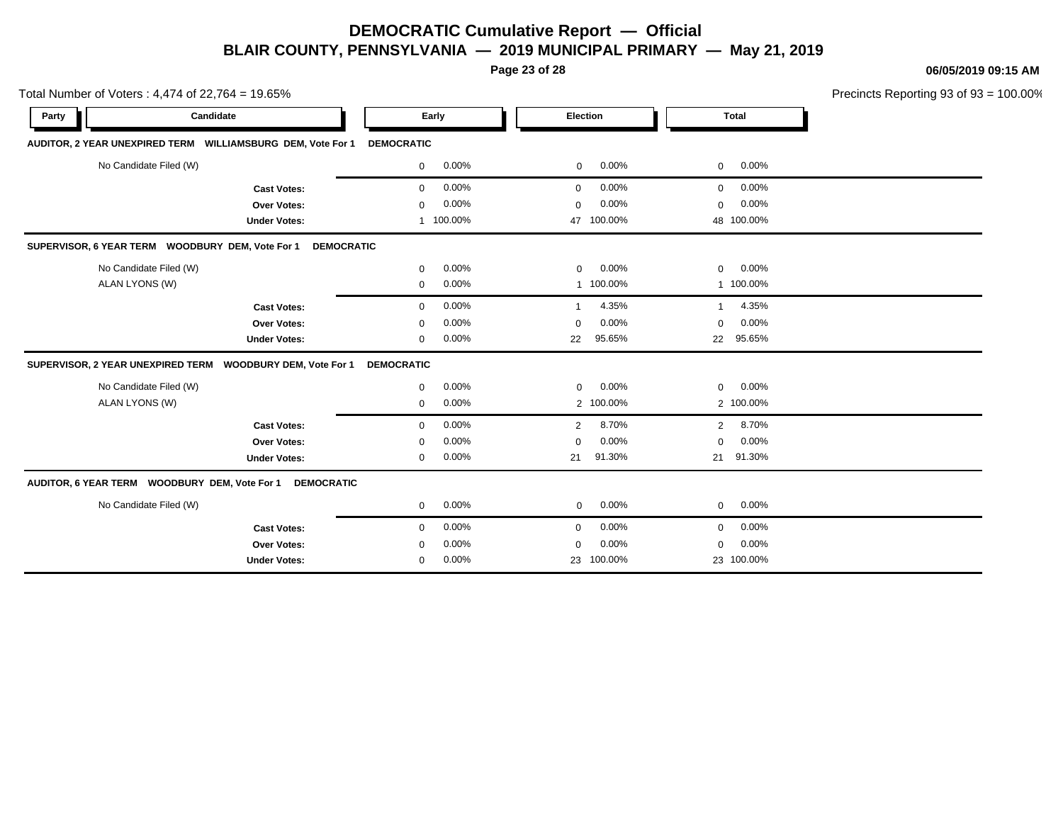# DEMOCRATIC Cumulative Report — Official

## BLAIR COUNTY, PENNSYLVANIA — 2019 MUNICIPAL PRIMARY — May 21, 2019

**06/05/2019 09:15 AM**

Total Number of Voters : 4,474 of 22,764 = 19.65%

Precincts Reporting 93 of 93 = 100.00%

| Party | Candidate | Early | | Election | | Total | |
|---|---|---|---|---|---|---|---|
| **AUDITOR, 2 YEAR UNEXPIRED TERM WILLIAMSBURG DEM, Vote For 1** | **DEMOCRATIC** | | | | | | |
| | No Candidate Filed (W) | 0 | 0.00% | 0 | 0.00% | 0 | 0.00% |
| | **Cast Votes:** | 0 | 0.00% | 0 | 0.00% | 0 | 0.00% |
| | **Over Votes:** | 0 | 0.00% | 0 | 0.00% | 0 | 0.00% |
| | **Under Votes:** | 1 | 100.00% | 47 | 100.00% | 48 | 100.00% |
| **SUPERVISOR, 6 YEAR TERM WOODBURY DEM, Vote For 1** | **DEMOCRATIC** | | | | | | |
| | No Candidate Filed (W) | 0 | 0.00% | 0 | 0.00% | 0 | 0.00% |
| | ALAN LYONS (W) | 0 | 0.00% | 1 | 100.00% | 1 | 100.00% |
| | **Cast Votes:** | 0 | 0.00% | 1 | 4.35% | 1 | 4.35% |
| | **Over Votes:** | 0 | 0.00% | 0 | 0.00% | 0 | 0.00% |
| | **Under Votes:** | 0 | 0.00% | 22 | 95.65% | 22 | 95.65% |
| **SUPERVISOR, 2 YEAR UNEXPIRED TERM WOODBURY DEM, Vote For 1** | **DEMOCRATIC** | | | | | | |
| | No Candidate Filed (W) | 0 | 0.00% | 0 | 0.00% | 0 | 0.00% |
| | ALAN LYONS (W) | 0 | 0.00% | 2 | 100.00% | 2 | 100.00% |
| | **Cast Votes:** | 0 | 0.00% | 2 | 8.70% | 2 | 8.70% |
| | **Over Votes:** | 0 | 0.00% | 0 | 0.00% | 0 | 0.00% |
| | **Under Votes:** | 0 | 0.00% | 21 | 91.30% | 21 | 91.30% |
| **AUDITOR, 6 YEAR TERM WOODBURY DEM, Vote For 1** | **DEMOCRATIC** | | | | | | |
| | No Candidate Filed (W) | 0 | 0.00% | 0 | 0.00% | 0 | 0.00% |
| | **Cast Votes:** | 0 | 0.00% | 0 | 0.00% | 0 | 0.00% |
| | **Over Votes:** | 0 | 0.00% | 0 | 0.00% | 0 | 0.00% |
| | **Under Votes:** | 0 | 0.00% | 23 | 100.00% | 23 | 100.00% |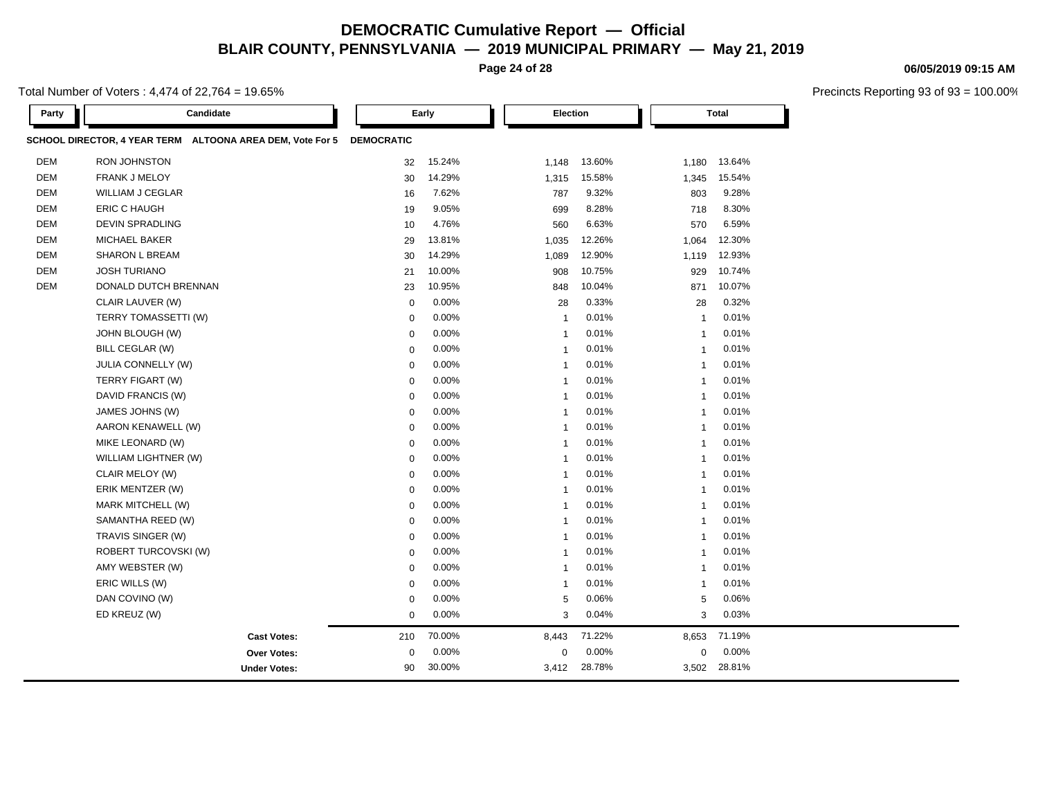# DEMOCRATIC Cumulative Report — Official

## BLAIR COUNTY, PENNSYLVANIA — 2019 MUNICIPAL PRIMARY — May 21, 2019

06/05/2019 09:15 AM

Total Number of Voters : 4,474 of 22,764 = 19.65%

Precincts Reporting 93 of 93 = 100.00%

**SCHOOL DIRECTOR, 4 YEAR TERM ALTOONA AREA DEM, Vote For 5** — **DEMOCRATIC**

| Party | Candidate | Early | | Election | | Total | |
|---|---|---|---|---|---|---|---|
| DEM | RON JOHNSTON | 32 | 15.24% | 1,148 | 13.60% | 1,180 | 13.64% |
| DEM | FRANK J MELOY | 30 | 14.29% | 1,315 | 15.58% | 1,345 | 15.54% |
| DEM | WILLIAM J CEGLAR | 16 | 7.62% | 787 | 9.32% | 803 | 9.28% |
| DEM | ERIC C HAUGH | 19 | 9.05% | 699 | 8.28% | 718 | 8.30% |
| DEM | DEVIN SPRADLING | 10 | 4.76% | 560 | 6.63% | 570 | 6.59% |
| DEM | MICHAEL BAKER | 29 | 13.81% | 1,035 | 12.26% | 1,064 | 12.30% |
| DEM | SHARON L BREAM | 30 | 14.29% | 1,089 | 12.90% | 1,119 | 12.93% |
| DEM | JOSH TURIANO | 21 | 10.00% | 908 | 10.75% | 929 | 10.74% |
| DEM | DONALD DUTCH BRENNAN | 23 | 10.95% | 848 | 10.04% | 871 | 10.07% |
| | CLAIR LAUVER (W) | 0 | 0.00% | 28 | 0.33% | 28 | 0.32% |
| | TERRY TOMASSETTI (W) | 0 | 0.00% | 1 | 0.01% | 1 | 0.01% |
| | JOHN BLOUGH (W) | 0 | 0.00% | 1 | 0.01% | 1 | 0.01% |
| | BILL CEGLAR (W) | 0 | 0.00% | 1 | 0.01% | 1 | 0.01% |
| | JULIA CONNELLY (W) | 0 | 0.00% | 1 | 0.01% | 1 | 0.01% |
| | TERRY FIGART (W) | 0 | 0.00% | 1 | 0.01% | 1 | 0.01% |
| | DAVID FRANCIS (W) | 0 | 0.00% | 1 | 0.01% | 1 | 0.01% |
| | JAMES JOHNS (W) | 0 | 0.00% | 1 | 0.01% | 1 | 0.01% |
| | AARON KENAWELL (W) | 0 | 0.00% | 1 | 0.01% | 1 | 0.01% |
| | MIKE LEONARD (W) | 0 | 0.00% | 1 | 0.01% | 1 | 0.01% |
| | WILLIAM LIGHTNER (W) | 0 | 0.00% | 1 | 0.01% | 1 | 0.01% |
| | CLAIR MELOY (W) | 0 | 0.00% | 1 | 0.01% | 1 | 0.01% |
| | ERIK MENTZER (W) | 0 | 0.00% | 1 | 0.01% | 1 | 0.01% |
| | MARK MITCHELL (W) | 0 | 0.00% | 1 | 0.01% | 1 | 0.01% |
| | SAMANTHA REED (W) | 0 | 0.00% | 1 | 0.01% | 1 | 0.01% |
| | TRAVIS SINGER (W) | 0 | 0.00% | 1 | 0.01% | 1 | 0.01% |
| | ROBERT TURCOVSKI (W) | 0 | 0.00% | 1 | 0.01% | 1 | 0.01% |
| | AMY WEBSTER (W) | 0 | 0.00% | 1 | 0.01% | 1 | 0.01% |
| | ERIC WILLS (W) | 0 | 0.00% | 1 | 0.01% | 1 | 0.01% |
| | DAN COVINO (W) | 0 | 0.00% | 5 | 0.06% | 5 | 0.06% |
| | ED KREUZ (W) | 0 | 0.00% | 3 | 0.04% | 3 | 0.03% |
| | **Cast Votes:** | 210 | 70.00% | 8,443 | 71.22% | 8,653 | 71.19% |
| | **Over Votes:** | 0 | 0.00% | 0 | 0.00% | 0 | 0.00% |
| | **Under Votes:** | 90 | 30.00% | 3,412 | 28.78% | 3,502 | 28.81% |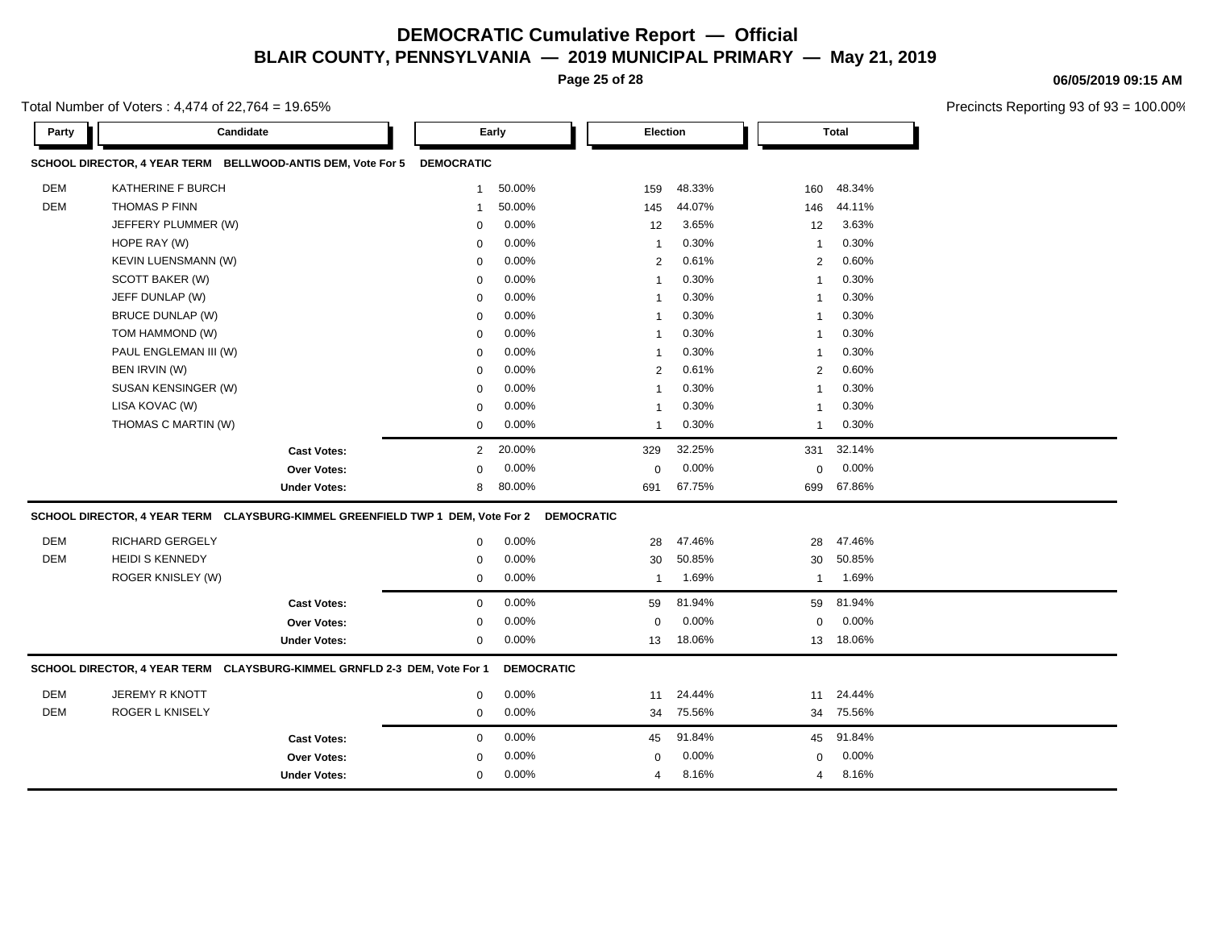# DEMOCRATIC Cumulative Report — Official

## BLAIR COUNTY, PENNSYLVANIA — 2019 MUNICIPAL PRIMARY — May 21, 2019

06/05/2019 09:15 AM

Total Number of Voters : 4,474 of 22,764 = 19.65%

Precincts Reporting 93 of 93 = 100.00%

### SCHOOL DIRECTOR, 4 YEAR TERM BELLWOOD-ANTIS DEM, Vote For 5 DEMOCRATIC

| Party | Candidate | Early | | Election | | Total | |
|---|---|---|---|---|---|---|---|
| DEM | KATHERINE F BURCH | 1 | 50.00% | 159 | 48.33% | 160 | 48.34% |
| DEM | THOMAS P FINN | 1 | 50.00% | 145 | 44.07% | 146 | 44.11% |
| | JEFFERY PLUMMER (W) | 0 | 0.00% | 12 | 3.65% | 12 | 3.63% |
| | HOPE RAY (W) | 0 | 0.00% | 1 | 0.30% | 1 | 0.30% |
| | KEVIN LUENSMANN (W) | 0 | 0.00% | 2 | 0.61% | 2 | 0.60% |
| | SCOTT BAKER (W) | 0 | 0.00% | 1 | 0.30% | 1 | 0.30% |
| | JEFF DUNLAP (W) | 0 | 0.00% | 1 | 0.30% | 1 | 0.30% |
| | BRUCE DUNLAP (W) | 0 | 0.00% | 1 | 0.30% | 1 | 0.30% |
| | TOM HAMMOND (W) | 0 | 0.00% | 1 | 0.30% | 1 | 0.30% |
| | PAUL ENGLEMAN III (W) | 0 | 0.00% | 1 | 0.30% | 1 | 0.30% |
| | BEN IRVIN (W) | 0 | 0.00% | 2 | 0.61% | 2 | 0.60% |
| | SUSAN KENSINGER (W) | 0 | 0.00% | 1 | 0.30% | 1 | 0.30% |
| | LISA KOVAC (W) | 0 | 0.00% | 1 | 0.30% | 1 | 0.30% |
| | THOMAS C MARTIN (W) | 0 | 0.00% | 1 | 0.30% | 1 | 0.30% |
| | **Cast Votes:** | 2 | 20.00% | 329 | 32.25% | 331 | 32.14% |
| | **Over Votes:** | 0 | 0.00% | 0 | 0.00% | 0 | 0.00% |
| | **Under Votes:** | 8 | 80.00% | 691 | 67.75% | 699 | 67.86% |

### SCHOOL DIRECTOR, 4 YEAR TERM CLAYSBURG-KIMMEL GREENFIELD TWP 1 DEM, Vote For 2 DEMOCRATIC

| Party | Candidate | Early | | Election | | Total | |
|---|---|---|---|---|---|---|---|
| DEM | RICHARD GERGELY | 0 | 0.00% | 28 | 47.46% | 28 | 47.46% |
| DEM | HEIDI S KENNEDY | 0 | 0.00% | 30 | 50.85% | 30 | 50.85% |
| | ROGER KNISLEY (W) | 0 | 0.00% | 1 | 1.69% | 1 | 1.69% |
| | **Cast Votes:** | 0 | 0.00% | 59 | 81.94% | 59 | 81.94% |
| | **Over Votes:** | 0 | 0.00% | 0 | 0.00% | 0 | 0.00% |
| | **Under Votes:** | 0 | 0.00% | 13 | 18.06% | 13 | 18.06% |

### SCHOOL DIRECTOR, 4 YEAR TERM CLAYSBURG-KIMMEL GRNFLD 2-3 DEM, Vote For 1 DEMOCRATIC

| Party | Candidate | Early | | Election | | Total | |
|---|---|---|---|---|---|---|---|
| DEM | JEREMY R KNOTT | 0 | 0.00% | 11 | 24.44% | 11 | 24.44% |
| DEM | ROGER L KNISELY | 0 | 0.00% | 34 | 75.56% | 34 | 75.56% |
| | **Cast Votes:** | 0 | 0.00% | 45 | 91.84% | 45 | 91.84% |
| | **Over Votes:** | 0 | 0.00% | 0 | 0.00% | 0 | 0.00% |
| | **Under Votes:** | 0 | 0.00% | 4 | 8.16% | 4 | 8.16% |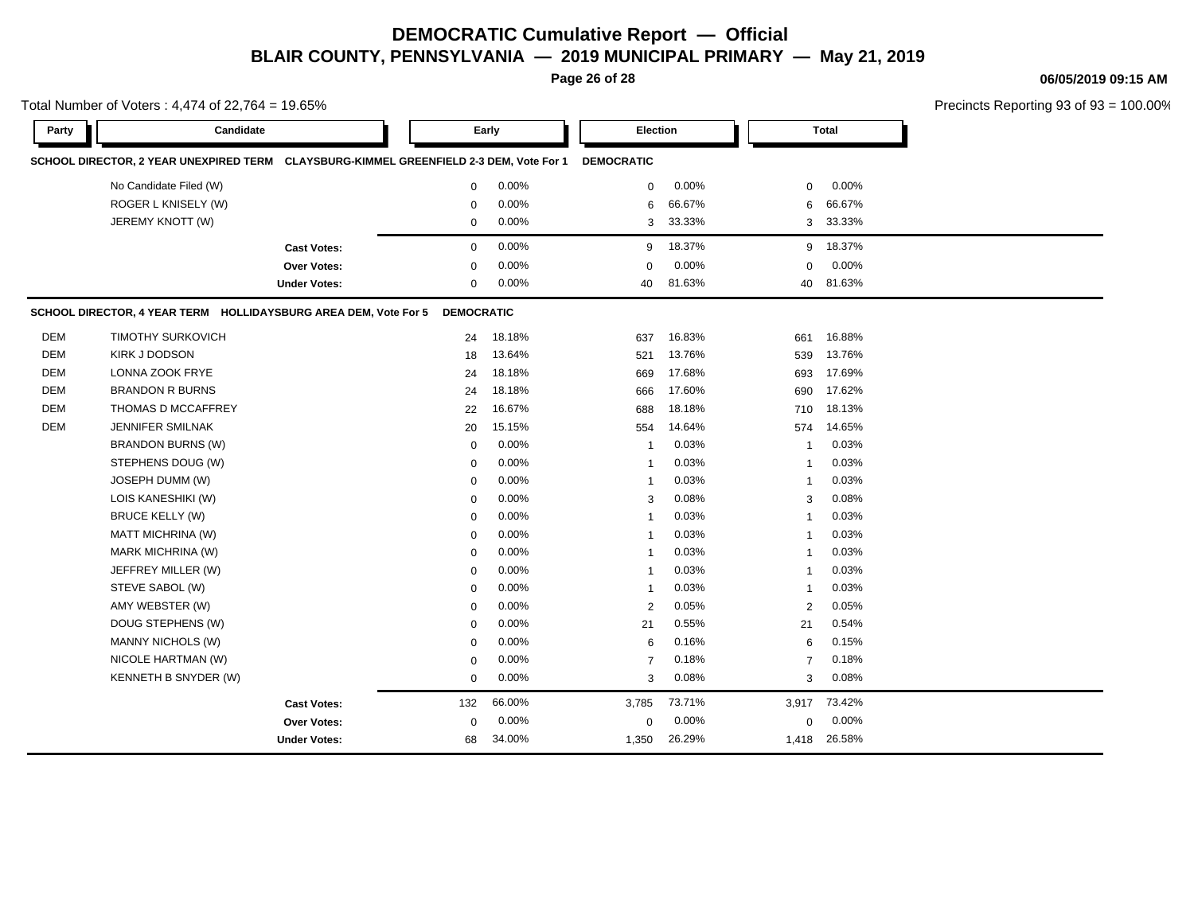# DEMOCRATIC Cumulative Report — Official

## BLAIR COUNTY, PENNSYLVANIA — 2019 MUNICIPAL PRIMARY — May 21, 2019

06/05/2019 09:15 AM

Total Number of Voters : 4,474 of 22,764 = 19.65%

Precincts Reporting 93 of 93 = 100.00%

### SCHOOL DIRECTOR, 2 YEAR UNEXPIRED TERM CLAYSBURG-KIMMEL GREENFIELD 2-3 DEM, Vote For 1 DEMOCRATIC

| Party | Candidate | Early | | Election | | Total | |
|---|---|---|---|---|---|---|---|
| | No Candidate Filed (W) | 0 | 0.00% | 0 | 0.00% | 0 | 0.00% |
| | ROGER L KNISELY (W) | 0 | 0.00% | 6 | 66.67% | 6 | 66.67% |
| | JEREMY KNOTT (W) | 0 | 0.00% | 3 | 33.33% | 3 | 33.33% |
| | **Cast Votes:** | 0 | 0.00% | 9 | 18.37% | 9 | 18.37% |
| | **Over Votes:** | 0 | 0.00% | 0 | 0.00% | 0 | 0.00% |
| | **Under Votes:** | 0 | 0.00% | 40 | 81.63% | 40 | 81.63% |

### SCHOOL DIRECTOR, 4 YEAR TERM HOLLIDAYSBURG AREA DEM, Vote For 5 DEMOCRATIC

| Party | Candidate | Early | | Election | | Total | |
|---|---|---|---|---|---|---|---|
| DEM | TIMOTHY SURKOVICH | 24 | 18.18% | 637 | 16.83% | 661 | 16.88% |
| DEM | KIRK J DODSON | 18 | 13.64% | 521 | 13.76% | 539 | 13.76% |
| DEM | LONNA ZOOK FRYE | 24 | 18.18% | 669 | 17.68% | 693 | 17.69% |
| DEM | BRANDON R BURNS | 24 | 18.18% | 666 | 17.60% | 690 | 17.62% |
| DEM | THOMAS D MCCAFFREY | 22 | 16.67% | 688 | 18.18% | 710 | 18.13% |
| DEM | JENNIFER SMILNAK | 20 | 15.15% | 554 | 14.64% | 574 | 14.65% |
| | BRANDON BURNS (W) | 0 | 0.00% | 1 | 0.03% | 1 | 0.03% |
| | STEPHENS DOUG (W) | 0 | 0.00% | 1 | 0.03% | 1 | 0.03% |
| | JOSEPH DUMM (W) | 0 | 0.00% | 1 | 0.03% | 1 | 0.03% |
| | LOIS KANESHIKI (W) | 0 | 0.00% | 3 | 0.08% | 3 | 0.08% |
| | BRUCE KELLY (W) | 0 | 0.00% | 1 | 0.03% | 1 | 0.03% |
| | MATT MICHRINA (W) | 0 | 0.00% | 1 | 0.03% | 1 | 0.03% |
| | MARK MICHRINA (W) | 0 | 0.00% | 1 | 0.03% | 1 | 0.03% |
| | JEFFREY MILLER (W) | 0 | 0.00% | 1 | 0.03% | 1 | 0.03% |
| | STEVE SABOL (W) | 0 | 0.00% | 1 | 0.03% | 1 | 0.03% |
| | AMY WEBSTER (W) | 0 | 0.00% | 2 | 0.05% | 2 | 0.05% |
| | DOUG STEPHENS (W) | 0 | 0.00% | 21 | 0.55% | 21 | 0.54% |
| | MANNY NICHOLS (W) | 0 | 0.00% | 6 | 0.16% | 6 | 0.15% |
| | NICOLE HARTMAN (W) | 0 | 0.00% | 7 | 0.18% | 7 | 0.18% |
| | KENNETH B SNYDER (W) | 0 | 0.00% | 3 | 0.08% | 3 | 0.08% |
| | **Cast Votes:** | 132 | 66.00% | 3,785 | 73.71% | 3,917 | 73.42% |
| | **Over Votes:** | 0 | 0.00% | 0 | 0.00% | 0 | 0.00% |
| | **Under Votes:** | 68 | 34.00% | 1,350 | 26.29% | 1,418 | 26.58% |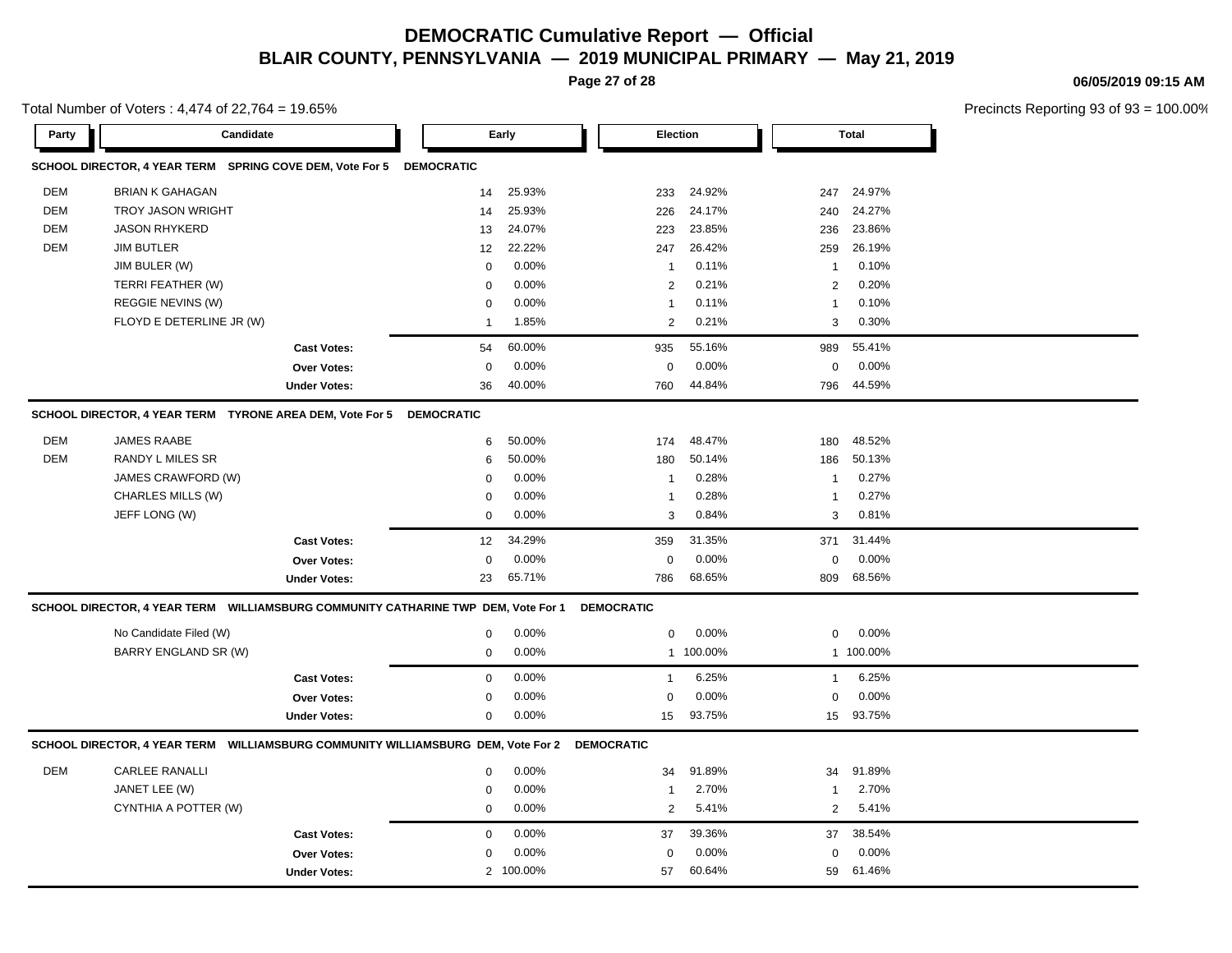# DEMOCRATIC Cumulative Report — Official

## BLAIR COUNTY, PENNSYLVANIA — 2019 MUNICIPAL PRIMARY — May 21, 2019

06/05/2019 09:15 AM

Total Number of Voters : 4,474 of 22,764 = 19.65%

Precincts Reporting 93 of 93 = 100.00%

| Party | Candidate | Early | | Election | | Total | |
|---|---|---|---|---|---|---|---|
| **SCHOOL DIRECTOR, 4 YEAR TERM SPRING COVE DEM, Vote For 5** | | **DEMOCRATIC** | | | | | |
| DEM | BRIAN K GAHAGAN | 14 | 25.93% | 233 | 24.92% | 247 | 24.97% |
| DEM | TROY JASON WRIGHT | 14 | 25.93% | 226 | 24.17% | 240 | 24.27% |
| DEM | JASON RHYKERD | 13 | 24.07% | 223 | 23.85% | 236 | 23.86% |
| DEM | JIM BUTLER | 12 | 22.22% | 247 | 26.42% | 259 | 26.19% |
| | JIM BULER (W) | 0 | 0.00% | 1 | 0.11% | 1 | 0.10% |
| | TERRI FEATHER (W) | 0 | 0.00% | 2 | 0.21% | 2 | 0.20% |
| | REGGIE NEVINS (W) | 0 | 0.00% | 1 | 0.11% | 1 | 0.10% |
| | FLOYD E DETERLINE JR (W) | 1 | 1.85% | 2 | 0.21% | 3 | 0.30% |
| | **Cast Votes:** | 54 | 60.00% | 935 | 55.16% | 989 | 55.41% |
| | **Over Votes:** | 0 | 0.00% | 0 | 0.00% | 0 | 0.00% |
| | **Under Votes:** | 36 | 40.00% | 760 | 44.84% | 796 | 44.59% |
| **SCHOOL DIRECTOR, 4 YEAR TERM TYRONE AREA DEM, Vote For 5** | | **DEMOCRATIC** | | | | | |
| DEM | JAMES RAABE | 6 | 50.00% | 174 | 48.47% | 180 | 48.52% |
| DEM | RANDY L MILES SR | 6 | 50.00% | 180 | 50.14% | 186 | 50.13% |
| | JAMES CRAWFORD (W) | 0 | 0.00% | 1 | 0.28% | 1 | 0.27% |
| | CHARLES MILLS (W) | 0 | 0.00% | 1 | 0.28% | 1 | 0.27% |
| | JEFF LONG (W) | 0 | 0.00% | 3 | 0.84% | 3 | 0.81% |
| | **Cast Votes:** | 12 | 34.29% | 359 | 31.35% | 371 | 31.44% |
| | **Over Votes:** | 0 | 0.00% | 0 | 0.00% | 0 | 0.00% |
| | **Under Votes:** | 23 | 65.71% | 786 | 68.65% | 809 | 68.56% |
| **SCHOOL DIRECTOR, 4 YEAR TERM WILLIAMSBURG COMMUNITY CATHARINE TWP DEM, Vote For 1** | | | | **DEMOCRATIC** | | | |
| | No Candidate Filed (W) | 0 | 0.00% | 0 | 0.00% | 0 | 0.00% |
| | BARRY ENGLAND SR (W) | 0 | 0.00% | 1 | 100.00% | 1 | 100.00% |
| | **Cast Votes:** | 0 | 0.00% | 1 | 6.25% | 1 | 6.25% |
| | **Over Votes:** | 0 | 0.00% | 0 | 0.00% | 0 | 0.00% |
| | **Under Votes:** | 0 | 0.00% | 15 | 93.75% | 15 | 93.75% |
| **SCHOOL DIRECTOR, 4 YEAR TERM WILLIAMSBURG COMMUNITY WILLIAMSBURG DEM, Vote For 2** | | | | **DEMOCRATIC** | | | |
| DEM | CARLEE RANALLI | 0 | 0.00% | 34 | 91.89% | 34 | 91.89% |
| | JANET LEE (W) | 0 | 0.00% | 1 | 2.70% | 1 | 2.70% |
| | CYNTHIA A POTTER (W) | 0 | 0.00% | 2 | 5.41% | 2 | 5.41% |
| | **Cast Votes:** | 0 | 0.00% | 37 | 39.36% | 37 | 38.54% |
| | **Over Votes:** | 0 | 0.00% | 0 | 0.00% | 0 | 0.00% |
| | **Under Votes:** | 2 | 100.00% | 57 | 60.64% | 59 | 61.46% |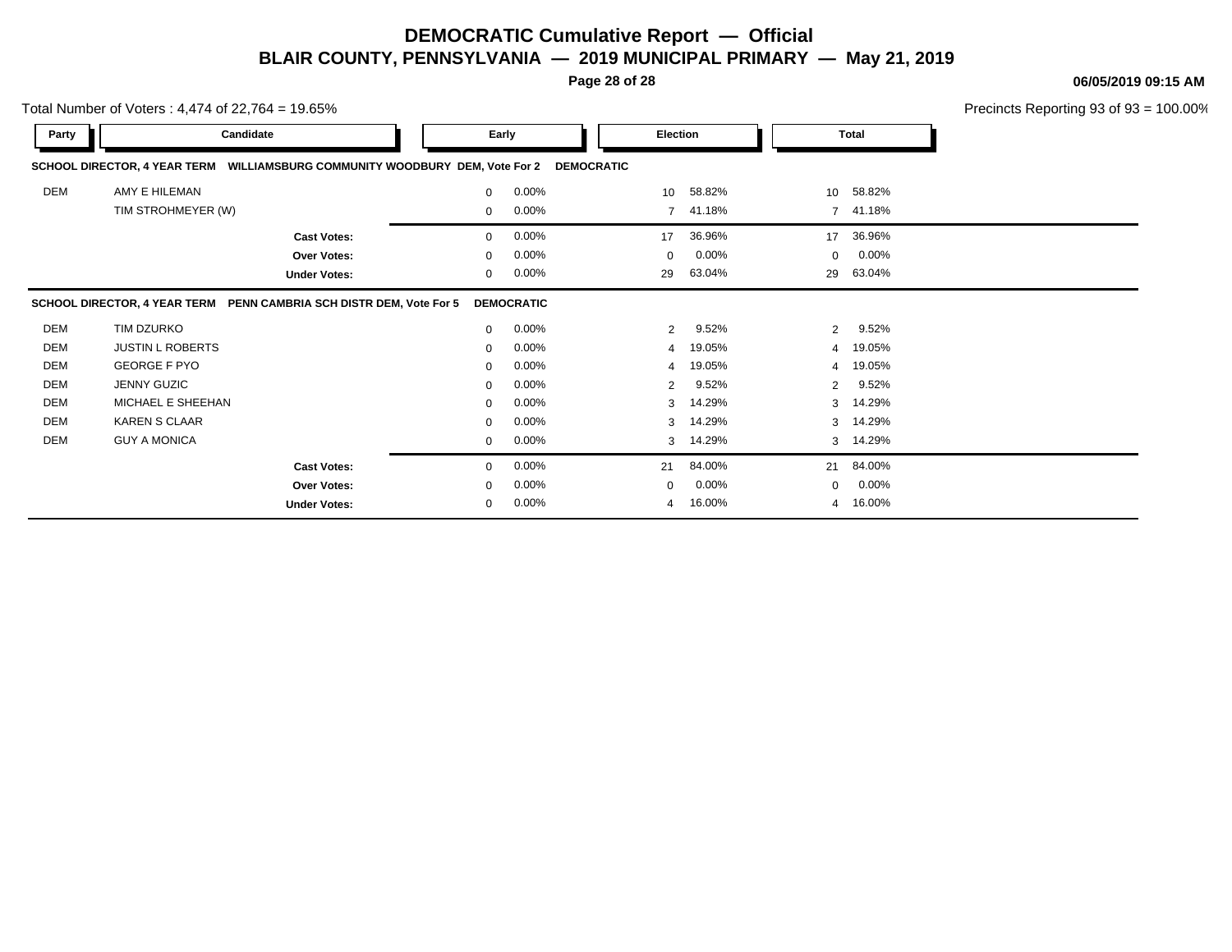# DEMOCRATIC Cumulative Report — Official

## BLAIR COUNTY, PENNSYLVANIA — 2019 MUNICIPAL PRIMARY — May 21, 2019

06/05/2019 09:15 AM

Total Number of Voters : 4,474 of 22,764 = 19.65%

Precincts Reporting 93 of 93 = 100.00%

| Party | Candidate | Early | | Election | | Total | |
|---|---|---|---|---|---|---|---|
| **SCHOOL DIRECTOR, 4 YEAR TERM WILLIAMSBURG COMMUNITY WOODBURY DEM, Vote For 2 DEMOCRATIC** | | | | | | | |
| DEM | AMY E HILEMAN | 0 | 0.00% | 10 | 58.82% | 10 | 58.82% |
| | TIM STROHMEYER (W) | 0 | 0.00% | 7 | 41.18% | 7 | 41.18% |
| | **Cast Votes:** | 0 | 0.00% | 17 | 36.96% | 17 | 36.96% |
| | **Over Votes:** | 0 | 0.00% | 0 | 0.00% | 0 | 0.00% |
| | **Under Votes:** | 0 | 0.00% | 29 | 63.04% | 29 | 63.04% |
| **SCHOOL DIRECTOR, 4 YEAR TERM PENN CAMBRIA SCH DISTR DEM, Vote For 5 DEMOCRATIC** | | | | | | | |
| DEM | TIM DZURKO | 0 | 0.00% | 2 | 9.52% | 2 | 9.52% |
| DEM | JUSTIN L ROBERTS | 0 | 0.00% | 4 | 19.05% | 4 | 19.05% |
| DEM | GEORGE F PYO | 0 | 0.00% | 4 | 19.05% | 4 | 19.05% |
| DEM | JENNY GUZIC | 0 | 0.00% | 2 | 9.52% | 2 | 9.52% |
| DEM | MICHAEL E SHEEHAN | 0 | 0.00% | 3 | 14.29% | 3 | 14.29% |
| DEM | KAREN S CLAAR | 0 | 0.00% | 3 | 14.29% | 3 | 14.29% |
| DEM | GUY A MONICA | 0 | 0.00% | 3 | 14.29% | 3 | 14.29% |
| | **Cast Votes:** | 0 | 0.00% | 21 | 84.00% | 21 | 84.00% |
| | **Over Votes:** | 0 | 0.00% | 0 | 0.00% | 0 | 0.00% |
| | **Under Votes:** | 0 | 0.00% | 4 | 16.00% | 4 | 16.00% |